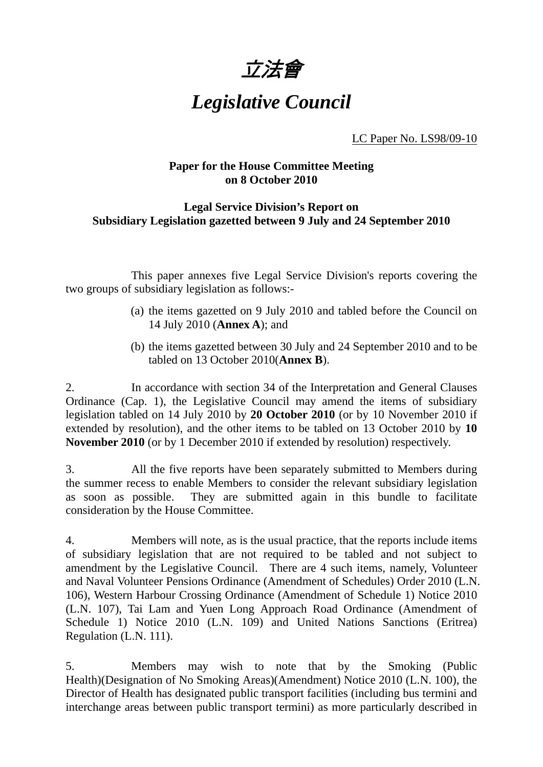# 立法會

# *Legislative Council*

LC Paper No. LS98/09-10

**Paper for the House Committee Meeting on 8 October 2010**

**Legal Service Division's Report on Subsidiary Legislation gazetted between 9 July and 24 September 2010**

This paper annexes five Legal Service Division's reports covering the two groups of subsidiary legislation as follows:-

(a) the items gazetted on 9 July 2010 and tabled before the Council on 14 July 2010 (**Annex A**); and

(b) the items gazetted between 30 July and 24 September 2010 and to be tabled on 13 October 2010(**Annex B**).

2. In accordance with section 34 of the Interpretation and General Clauses Ordinance (Cap. 1), the Legislative Council may amend the items of subsidiary legislation tabled on 14 July 2010 by **20 October 2010** (or by 10 November 2010 if extended by resolution), and the other items to be tabled on 13 October 2010 by **10 November 2010** (or by 1 December 2010 if extended by resolution) respectively.

3. All the five reports have been separately submitted to Members during the summer recess to enable Members to consider the relevant subsidiary legislation as soon as possible. They are submitted again in this bundle to facilitate consideration by the House Committee.

4. Members will note, as is the usual practice, that the reports include items of subsidiary legislation that are not required to be tabled and not subject to amendment by the Legislative Council. There are 4 such items, namely, Volunteer and Naval Volunteer Pensions Ordinance (Amendment of Schedules) Order 2010 (L.N. 106), Western Harbour Crossing Ordinance (Amendment of Schedule 1) Notice 2010 (L.N. 107), Tai Lam and Yuen Long Approach Road Ordinance (Amendment of Schedule 1) Notice 2010 (L.N. 109) and United Nations Sanctions (Eritrea) Regulation (L.N. 111).

5. Members may wish to note that by the Smoking (Public Health)(Designation of No Smoking Areas)(Amendment) Notice 2010 (L.N. 100), the Director of Health has designated public transport facilities (including bus termini and interchange areas between public transport termini) as more particularly described in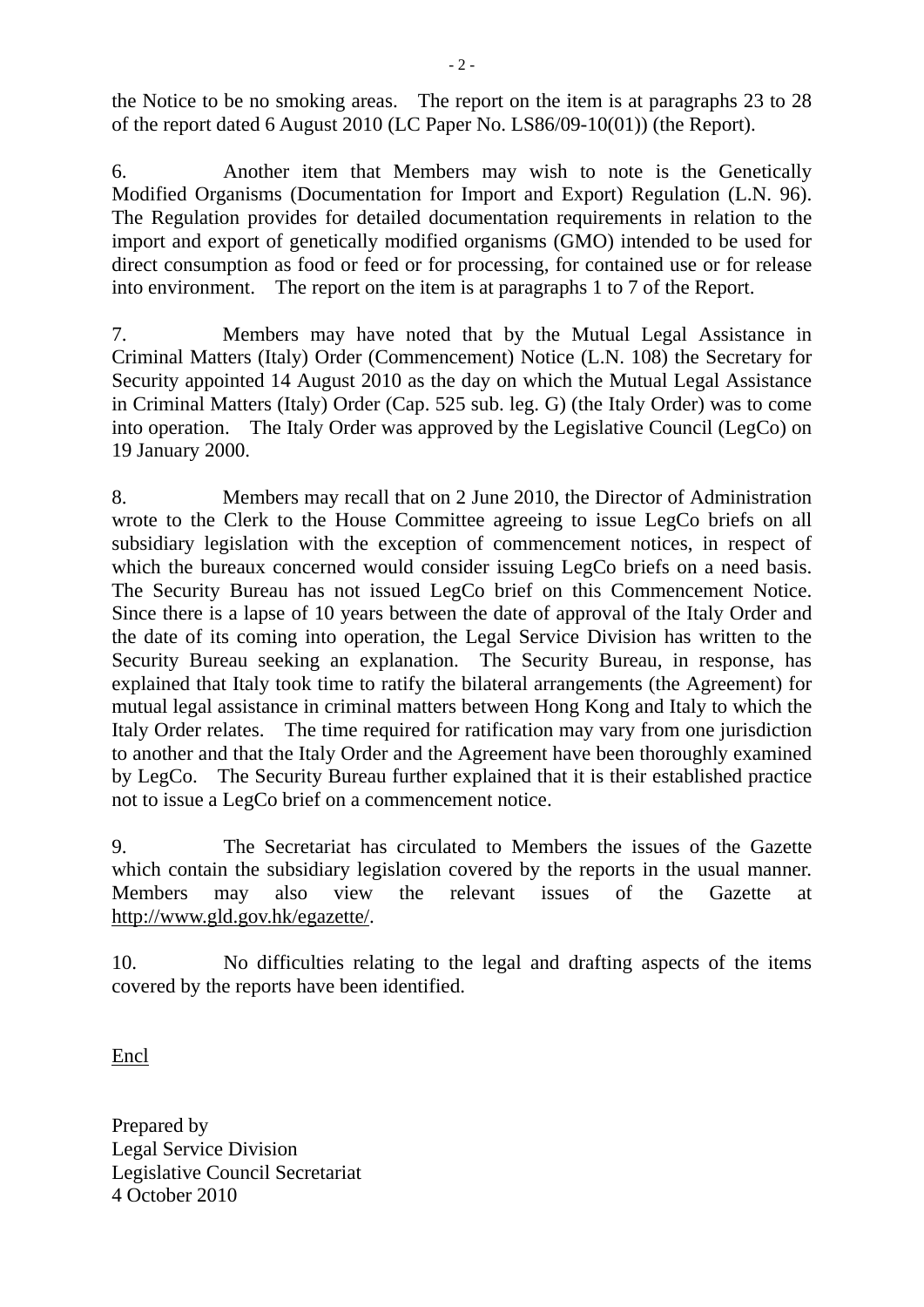the Notice to be no smoking areas. The report on the item is at paragraphs 23 to 28 of the report dated 6 August 2010 (LC Paper No. LS86/09-10(01)) (the Report).

6. Another item that Members may wish to note is the Genetically Modified Organisms (Documentation for Import and Export) Regulation (L.N. 96). The Regulation provides for detailed documentation requirements in relation to the import and export of genetically modified organisms (GMO) intended to be used for direct consumption as food or feed or for processing, for contained use or for release into environment. The report on the item is at paragraphs 1 to 7 of the Report.

7. Members may have noted that by the Mutual Legal Assistance in Criminal Matters (Italy) Order (Commencement) Notice (L.N. 108) the Secretary for Security appointed 14 August 2010 as the day on which the Mutual Legal Assistance in Criminal Matters (Italy) Order (Cap. 525 sub. leg. G) (the Italy Order) was to come into operation. The Italy Order was approved by the Legislative Council (LegCo) on 19 January 2000.

8. Members may recall that on 2 June 2010, the Director of Administration wrote to the Clerk to the House Committee agreeing to issue LegCo briefs on all subsidiary legislation with the exception of commencement notices, in respect of which the bureaux concerned would consider issuing LegCo briefs on a need basis. The Security Bureau has not issued LegCo brief on this Commencement Notice. Since there is a lapse of 10 years between the date of approval of the Italy Order and the date of its coming into operation, the Legal Service Division has written to the Security Bureau seeking an explanation. The Security Bureau, in response, has explained that Italy took time to ratify the bilateral arrangements (the Agreement) for mutual legal assistance in criminal matters between Hong Kong and Italy to which the Italy Order relates. The time required for ratification may vary from one jurisdiction to another and that the Italy Order and the Agreement have been thoroughly examined by LegCo. The Security Bureau further explained that it is their established practice not to issue a LegCo brief on a commencement notice.

9. The Secretariat has circulated to Members the issues of the Gazette which contain the subsidiary legislation covered by the reports in the usual manner. Members may also view the relevant issues of the Gazette at http://www.gld.gov.hk/egazette/.

10. No difficulties relating to the legal and drafting aspects of the items covered by the reports have been identified.

Encl

Prepared by
Legal Service Division
Legislative Council Secretariat
4 October 2010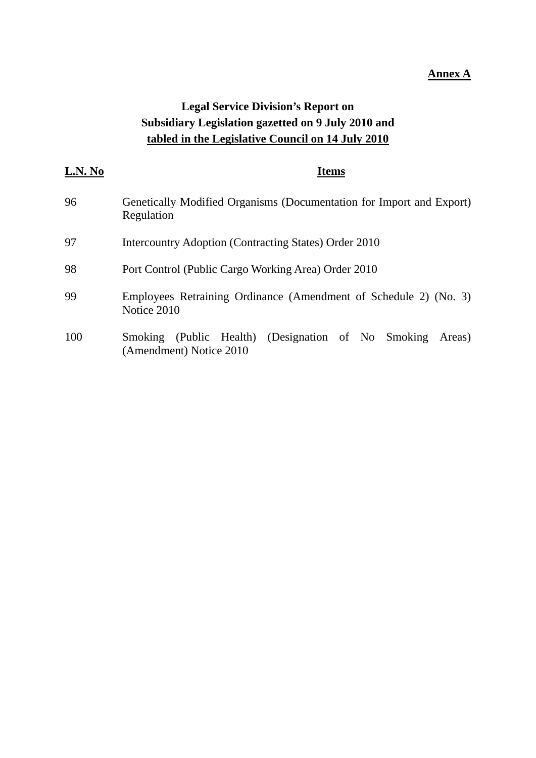**<u>Annex A</u>**

**Legal Service Division's Report on**
**Subsidiary Legislation gazetted on 9 July 2010 and**
**<u>tabled in the Legislative Council on 14 July 2010</u>**

| **L.N. No** | **Items** |
|---|---|
| 96 | Genetically Modified Organisms (Documentation for Import and Export) Regulation |
| 97 | Intercountry Adoption (Contracting States) Order 2010 |
| 98 | Port Control (Public Cargo Working Area) Order 2010 |
| 99 | Employees Retraining Ordinance (Amendment of Schedule 2) (No. 3) Notice 2010 |
| 100 | Smoking (Public Health) (Designation of No Smoking Areas) (Amendment) Notice 2010 |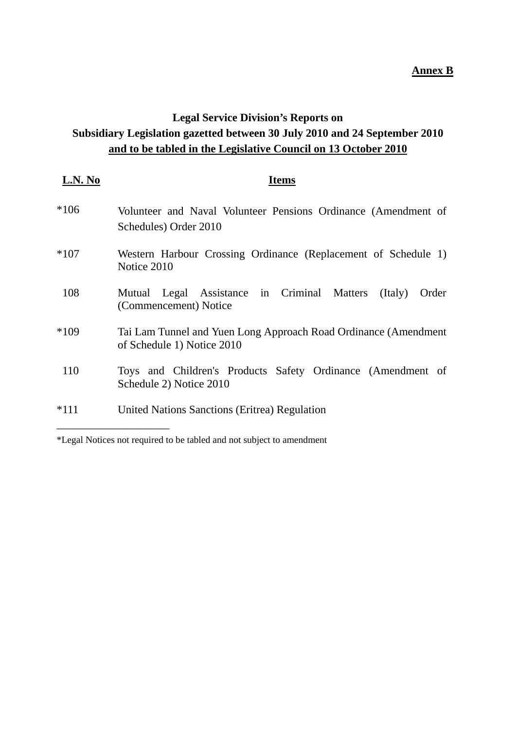**Annex B**

## Legal Service Division's Reports on Subsidiary Legislation gazetted between 30 July 2010 and 24 September 2010 and to be tabled in the Legislative Council on 13 October 2010

| L.N. No | Items |
|---|---|
| *106 | Volunteer and Naval Volunteer Pensions Ordinance (Amendment of Schedules) Order 2010 |
| *107 | Western Harbour Crossing Ordinance (Replacement of Schedule 1) Notice 2010 |
| 108 | Mutual Legal Assistance in Criminal Matters (Italy) Order (Commencement) Notice |
| *109 | Tai Lam Tunnel and Yuen Long Approach Road Ordinance (Amendment of Schedule 1) Notice 2010 |
| 110 | Toys and Children's Products Safety Ordinance (Amendment of Schedule 2) Notice 2010 |
| *111 | United Nations Sanctions (Eritrea) Regulation |

---

*Legal Notices not required to be tabled and not subject to amendment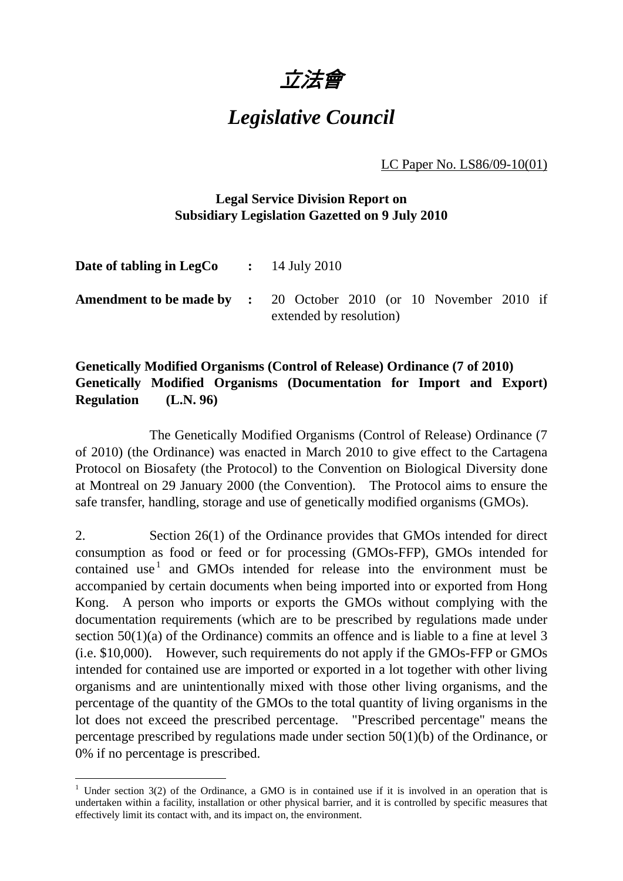# 立法會

# *Legislative Council*

LC Paper No. LS86/09-10(01)

**Legal Service Division Report on Subsidiary Legislation Gazetted on 9 July 2010**

| | | |
|---|---|---|
| **Date of tabling in LegCo** | **:** | 14 July 2010 |
| **Amendment to be made by** | **:** | 20 October 2010 (or 10 November 2010 if extended by resolution) |

**Genetically Modified Organisms (Control of Release) Ordinance (7 of 2010) Genetically Modified Organisms (Documentation for Import and Export) Regulation (L.N. 96)**

The Genetically Modified Organisms (Control of Release) Ordinance (7 of 2010) (the Ordinance) was enacted in March 2010 to give effect to the Cartagena Protocol on Biosafety (the Protocol) to the Convention on Biological Diversity done at Montreal on 29 January 2000 (the Convention). The Protocol aims to ensure the safe transfer, handling, storage and use of genetically modified organisms (GMOs).

2. Section 26(1) of the Ordinance provides that GMOs intended for direct consumption as food or feed or for processing (GMOs-FFP), GMOs intended for contained use[1] and GMOs intended for release into the environment must be accompanied by certain documents when being imported into or exported from Hong Kong. A person who imports or exports the GMOs without complying with the documentation requirements (which are to be prescribed by regulations made under section 50(1)(a) of the Ordinance) commits an offence and is liable to a fine at level 3 (i.e. $10,000). However, such requirements do not apply if the GMOs-FFP or GMOs intended for contained use are imported or exported in a lot together with other living organisms and are unintentionally mixed with those other living organisms, and the percentage of the quantity of the GMOs to the total quantity of living organisms in the lot does not exceed the prescribed percentage. "Prescribed percentage" means the percentage prescribed by regulations made under section 50(1)(b) of the Ordinance, or 0% if no percentage is prescribed.

[1] Under section 3(2) of the Ordinance, a GMO is in contained use if it is involved in an operation that is undertaken within a facility, installation or other physical barrier, and it is controlled by specific measures that effectively limit its contact with, and its impact on, the environment.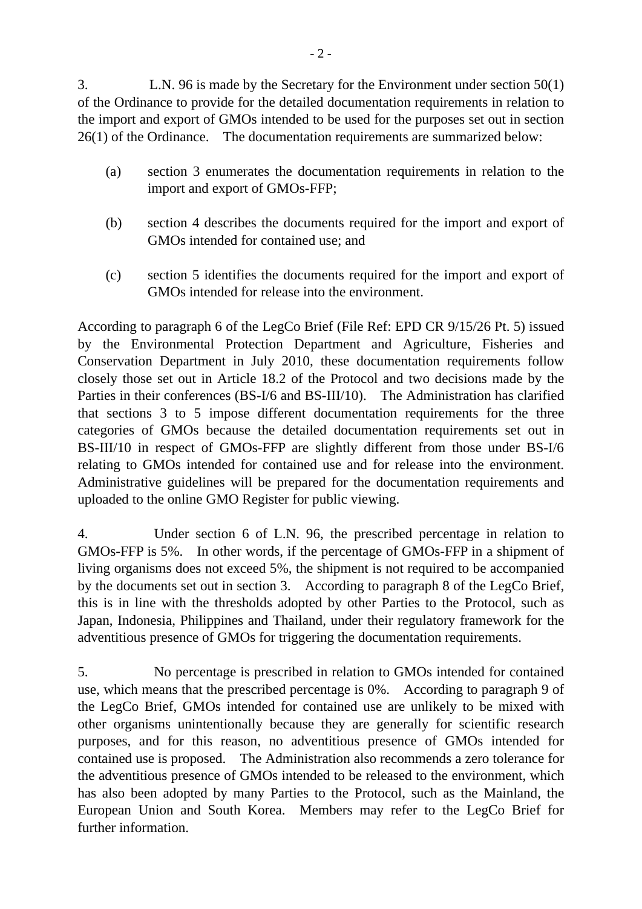3. L.N. 96 is made by the Secretary for the Environment under section 50(1) of the Ordinance to provide for the detailed documentation requirements in relation to the import and export of GMOs intended to be used for the purposes set out in section 26(1) of the Ordinance. The documentation requirements are summarized below:

(a) section 3 enumerates the documentation requirements in relation to the import and export of GMOs-FFP;

(b) section 4 describes the documents required for the import and export of GMOs intended for contained use; and

(c) section 5 identifies the documents required for the import and export of GMOs intended for release into the environment.

According to paragraph 6 of the LegCo Brief (File Ref: EPD CR 9/15/26 Pt. 5) issued by the Environmental Protection Department and Agriculture, Fisheries and Conservation Department in July 2010, these documentation requirements follow closely those set out in Article 18.2 of the Protocol and two decisions made by the Parties in their conferences (BS-I/6 and BS-III/10). The Administration has clarified that sections 3 to 5 impose different documentation requirements for the three categories of GMOs because the detailed documentation requirements set out in BS-III/10 in respect of GMOs-FFP are slightly different from those under BS-I/6 relating to GMOs intended for contained use and for release into the environment. Administrative guidelines will be prepared for the documentation requirements and uploaded to the online GMO Register for public viewing.

4. Under section 6 of L.N. 96, the prescribed percentage in relation to GMOs-FFP is 5%. In other words, if the percentage of GMOs-FFP in a shipment of living organisms does not exceed 5%, the shipment is not required to be accompanied by the documents set out in section 3. According to paragraph 8 of the LegCo Brief, this is in line with the thresholds adopted by other Parties to the Protocol, such as Japan, Indonesia, Philippines and Thailand, under their regulatory framework for the adventitious presence of GMOs for triggering the documentation requirements.

5. No percentage is prescribed in relation to GMOs intended for contained use, which means that the prescribed percentage is 0%. According to paragraph 9 of the LegCo Brief, GMOs intended for contained use are unlikely to be mixed with other organisms unintentionally because they are generally for scientific research purposes, and for this reason, no adventitious presence of GMOs intended for contained use is proposed. The Administration also recommends a zero tolerance for the adventitious presence of GMOs intended to be released to the environment, which has also been adopted by many Parties to the Protocol, such as the Mainland, the European Union and South Korea. Members may refer to the LegCo Brief for further information.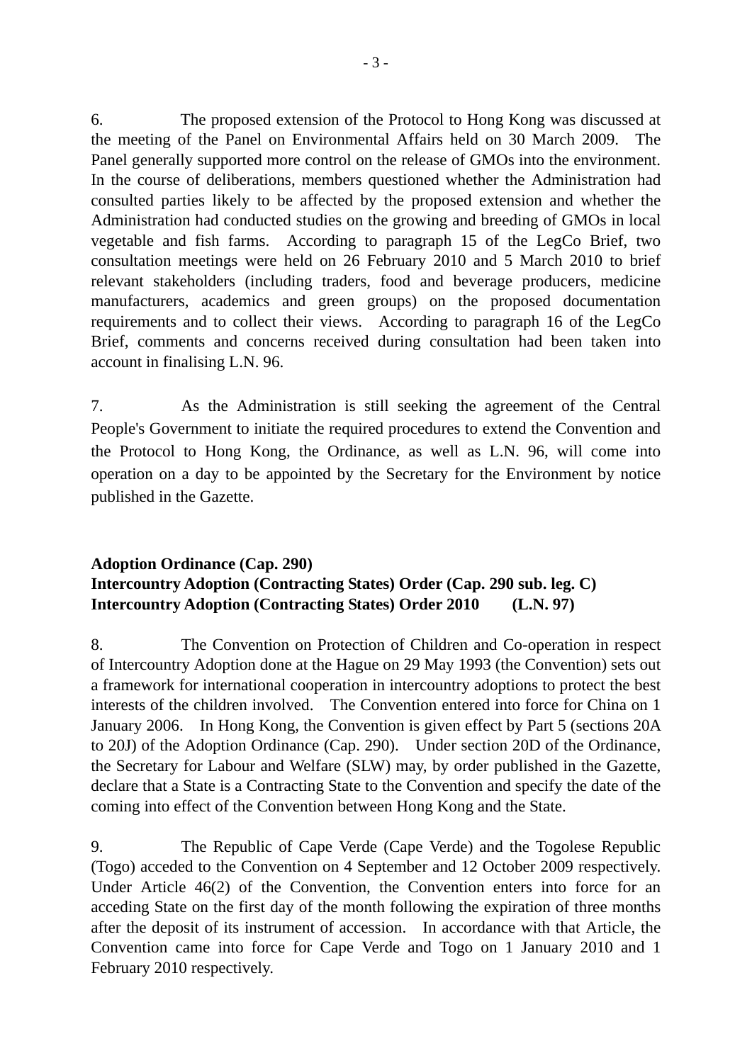6. The proposed extension of the Protocol to Hong Kong was discussed at the meeting of the Panel on Environmental Affairs held on 30 March 2009. The Panel generally supported more control on the release of GMOs into the environment. In the course of deliberations, members questioned whether the Administration had consulted parties likely to be affected by the proposed extension and whether the Administration had conducted studies on the growing and breeding of GMOs in local vegetable and fish farms. According to paragraph 15 of the LegCo Brief, two consultation meetings were held on 26 February 2010 and 5 March 2010 to brief relevant stakeholders (including traders, food and beverage producers, medicine manufacturers, academics and green groups) on the proposed documentation requirements and to collect their views. According to paragraph 16 of the LegCo Brief, comments and concerns received during consultation had been taken into account in finalising L.N. 96.

7. As the Administration is still seeking the agreement of the Central People's Government to initiate the required procedures to extend the Convention and the Protocol to Hong Kong, the Ordinance, as well as L.N. 96, will come into operation on a day to be appointed by the Secretary for the Environment by notice published in the Gazette.

**Adoption Ordinance (Cap. 290)**
**Intercountry Adoption (Contracting States) Order (Cap. 290 sub. leg. C)**
**Intercountry Adoption (Contracting States) Order 2010 (L.N. 97)**

8. The Convention on Protection of Children and Co-operation in respect of Intercountry Adoption done at the Hague on 29 May 1993 (the Convention) sets out a framework for international cooperation in intercountry adoptions to protect the best interests of the children involved. The Convention entered into force for China on 1 January 2006. In Hong Kong, the Convention is given effect by Part 5 (sections 20A to 20J) of the Adoption Ordinance (Cap. 290). Under section 20D of the Ordinance, the Secretary for Labour and Welfare (SLW) may, by order published in the Gazette, declare that a State is a Contracting State to the Convention and specify the date of the coming into effect of the Convention between Hong Kong and the State.

9. The Republic of Cape Verde (Cape Verde) and the Togolese Republic (Togo) acceded to the Convention on 4 September and 12 October 2009 respectively. Under Article 46(2) of the Convention, the Convention enters into force for an acceding State on the first day of the month following the expiration of three months after the deposit of its instrument of accession. In accordance with that Article, the Convention came into force for Cape Verde and Togo on 1 January 2010 and 1 February 2010 respectively.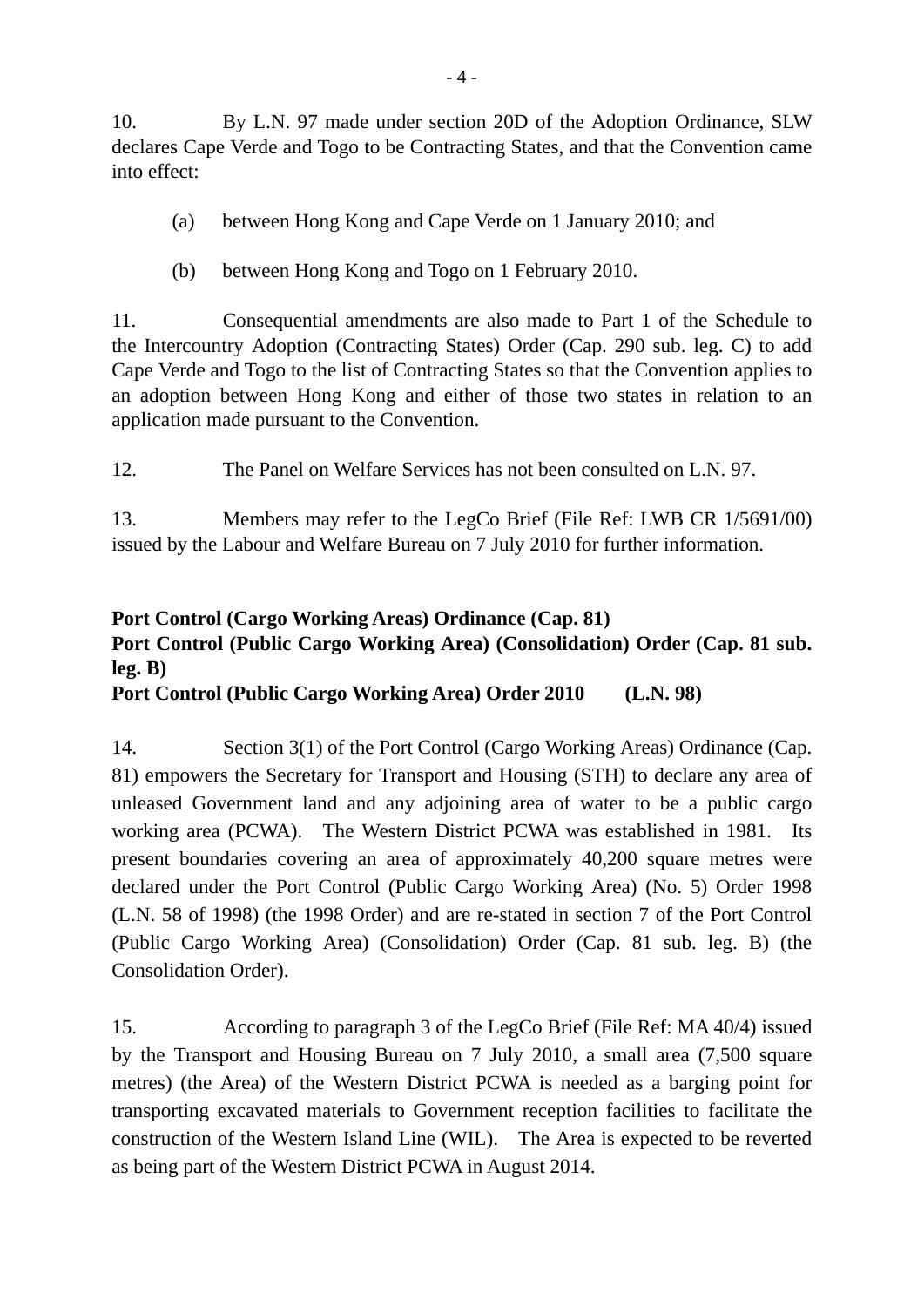10. By L.N. 97 made under section 20D of the Adoption Ordinance, SLW declares Cape Verde and Togo to be Contracting States, and that the Convention came into effect:

(a) between Hong Kong and Cape Verde on 1 January 2010; and

(b) between Hong Kong and Togo on 1 February 2010.

11. Consequential amendments are also made to Part 1 of the Schedule to the Intercountry Adoption (Contracting States) Order (Cap. 290 sub. leg. C) to add Cape Verde and Togo to the list of Contracting States so that the Convention applies to an adoption between Hong Kong and either of those two states in relation to an application made pursuant to the Convention.

12. The Panel on Welfare Services has not been consulted on L.N. 97.

13. Members may refer to the LegCo Brief (File Ref: LWB CR 1/5691/00) issued by the Labour and Welfare Bureau on 7 July 2010 for further information.

**Port Control (Cargo Working Areas) Ordinance (Cap. 81)**
**Port Control (Public Cargo Working Area) (Consolidation) Order (Cap. 81 sub. leg. B)**
**Port Control (Public Cargo Working Area) Order 2010 (L.N. 98)**

14. Section 3(1) of the Port Control (Cargo Working Areas) Ordinance (Cap. 81) empowers the Secretary for Transport and Housing (STH) to declare any area of unleased Government land and any adjoining area of water to be a public cargo working area (PCWA). The Western District PCWA was established in 1981. Its present boundaries covering an area of approximately 40,200 square metres were declared under the Port Control (Public Cargo Working Area) (No. 5) Order 1998 (L.N. 58 of 1998) (the 1998 Order) and are re-stated in section 7 of the Port Control (Public Cargo Working Area) (Consolidation) Order (Cap. 81 sub. leg. B) (the Consolidation Order).

15. According to paragraph 3 of the LegCo Brief (File Ref: MA 40/4) issued by the Transport and Housing Bureau on 7 July 2010, a small area (7,500 square metres) (the Area) of the Western District PCWA is needed as a barging point for transporting excavated materials to Government reception facilities to facilitate the construction of the Western Island Line (WIL). The Area is expected to be reverted as being part of the Western District PCWA in August 2014.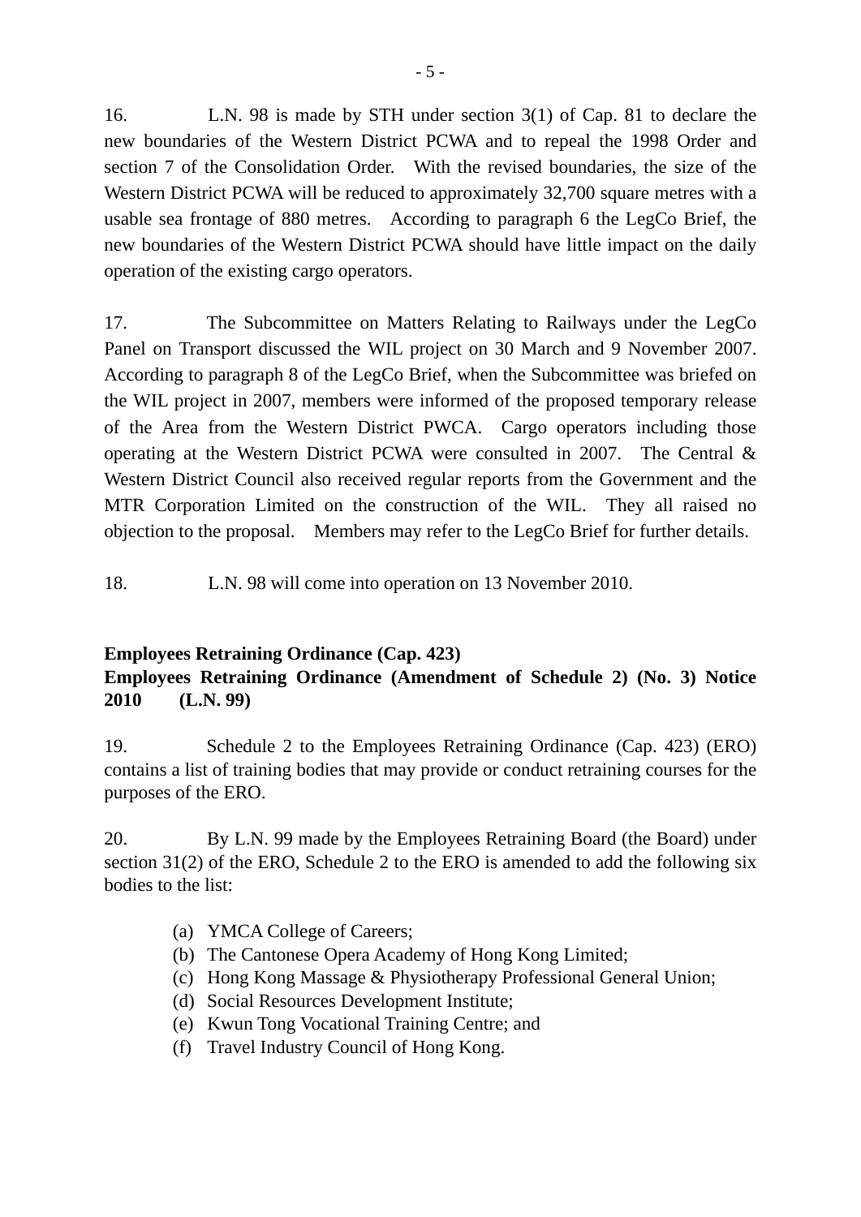16. L.N. 98 is made by STH under section 3(1) of Cap. 81 to declare the new boundaries of the Western District PCWA and to repeal the 1998 Order and section 7 of the Consolidation Order. With the revised boundaries, the size of the Western District PCWA will be reduced to approximately 32,700 square metres with a usable sea frontage of 880 metres. According to paragraph 6 the LegCo Brief, the new boundaries of the Western District PCWA should have little impact on the daily operation of the existing cargo operators.

17. The Subcommittee on Matters Relating to Railways under the LegCo Panel on Transport discussed the WIL project on 30 March and 9 November 2007. According to paragraph 8 of the LegCo Brief, when the Subcommittee was briefed on the WIL project in 2007, members were informed of the proposed temporary release of the Area from the Western District PWCA. Cargo operators including those operating at the Western District PCWA were consulted in 2007. The Central & Western District Council also received regular reports from the Government and the MTR Corporation Limited on the construction of the WIL. They all raised no objection to the proposal. Members may refer to the LegCo Brief for further details.

18. L.N. 98 will come into operation on 13 November 2010.

**Employees Retraining Ordinance (Cap. 423)**
**Employees Retraining Ordinance (Amendment of Schedule 2) (No. 3) Notice 2010 (L.N. 99)**

19. Schedule 2 to the Employees Retraining Ordinance (Cap. 423) (ERO) contains a list of training bodies that may provide or conduct retraining courses for the purposes of the ERO.

20. By L.N. 99 made by the Employees Retraining Board (the Board) under section 31(2) of the ERO, Schedule 2 to the ERO is amended to add the following six bodies to the list:

(a) YMCA College of Careers;
(b) The Cantonese Opera Academy of Hong Kong Limited;
(c) Hong Kong Massage & Physiotherapy Professional General Union;
(d) Social Resources Development Institute;
(e) Kwun Tong Vocational Training Centre; and
(f) Travel Industry Council of Hong Kong.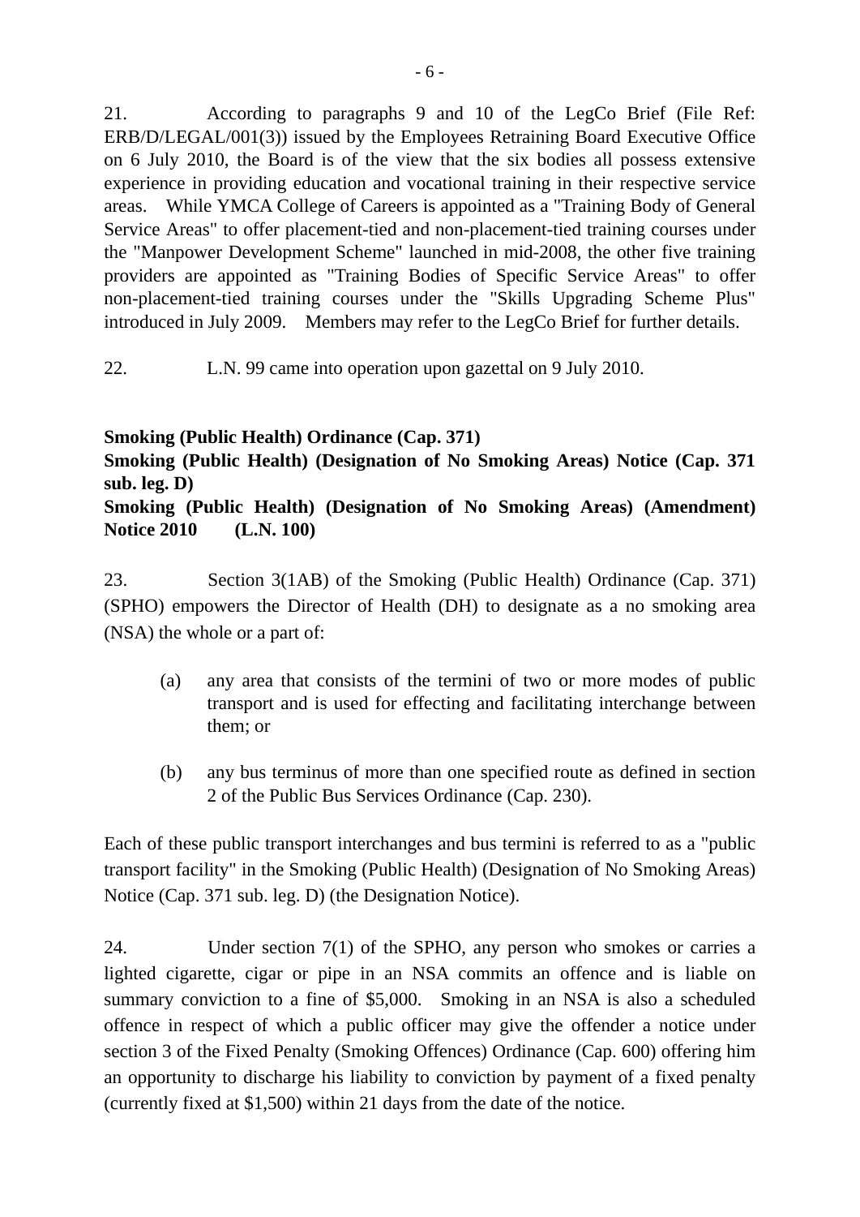21. According to paragraphs 9 and 10 of the LegCo Brief (File Ref: ERB/D/LEGAL/001(3)) issued by the Employees Retraining Board Executive Office on 6 July 2010, the Board is of the view that the six bodies all possess extensive experience in providing education and vocational training in their respective service areas. While YMCA College of Careers is appointed as a "Training Body of General Service Areas" to offer placement-tied and non-placement-tied training courses under the "Manpower Development Scheme" launched in mid-2008, the other five training providers are appointed as "Training Bodies of Specific Service Areas" to offer non-placement-tied training courses under the "Skills Upgrading Scheme Plus" introduced in July 2009. Members may refer to the LegCo Brief for further details.

22. L.N. 99 came into operation upon gazettal on 9 July 2010.

**Smoking (Public Health) Ordinance (Cap. 371)**
**Smoking (Public Health) (Designation of No Smoking Areas) Notice (Cap. 371 sub. leg. D)**
**Smoking (Public Health) (Designation of No Smoking Areas) (Amendment) Notice 2010 (L.N. 100)**

23. Section 3(1AB) of the Smoking (Public Health) Ordinance (Cap. 371) (SPHO) empowers the Director of Health (DH) to designate as a no smoking area (NSA) the whole or a part of:

(a) any area that consists of the termini of two or more modes of public transport and is used for effecting and facilitating interchange between them; or

(b) any bus terminus of more than one specified route as defined in section 2 of the Public Bus Services Ordinance (Cap. 230).

Each of these public transport interchanges and bus termini is referred to as a "public transport facility" in the Smoking (Public Health) (Designation of No Smoking Areas) Notice (Cap. 371 sub. leg. D) (the Designation Notice).

24. Under section 7(1) of the SPHO, any person who smokes or carries a lighted cigarette, cigar or pipe in an NSA commits an offence and is liable on summary conviction to a fine of $5,000. Smoking in an NSA is also a scheduled offence in respect of which a public officer may give the offender a notice under section 3 of the Fixed Penalty (Smoking Offences) Ordinance (Cap. 600) offering him an opportunity to discharge his liability to conviction by payment of a fixed penalty (currently fixed at $1,500) within 21 days from the date of the notice.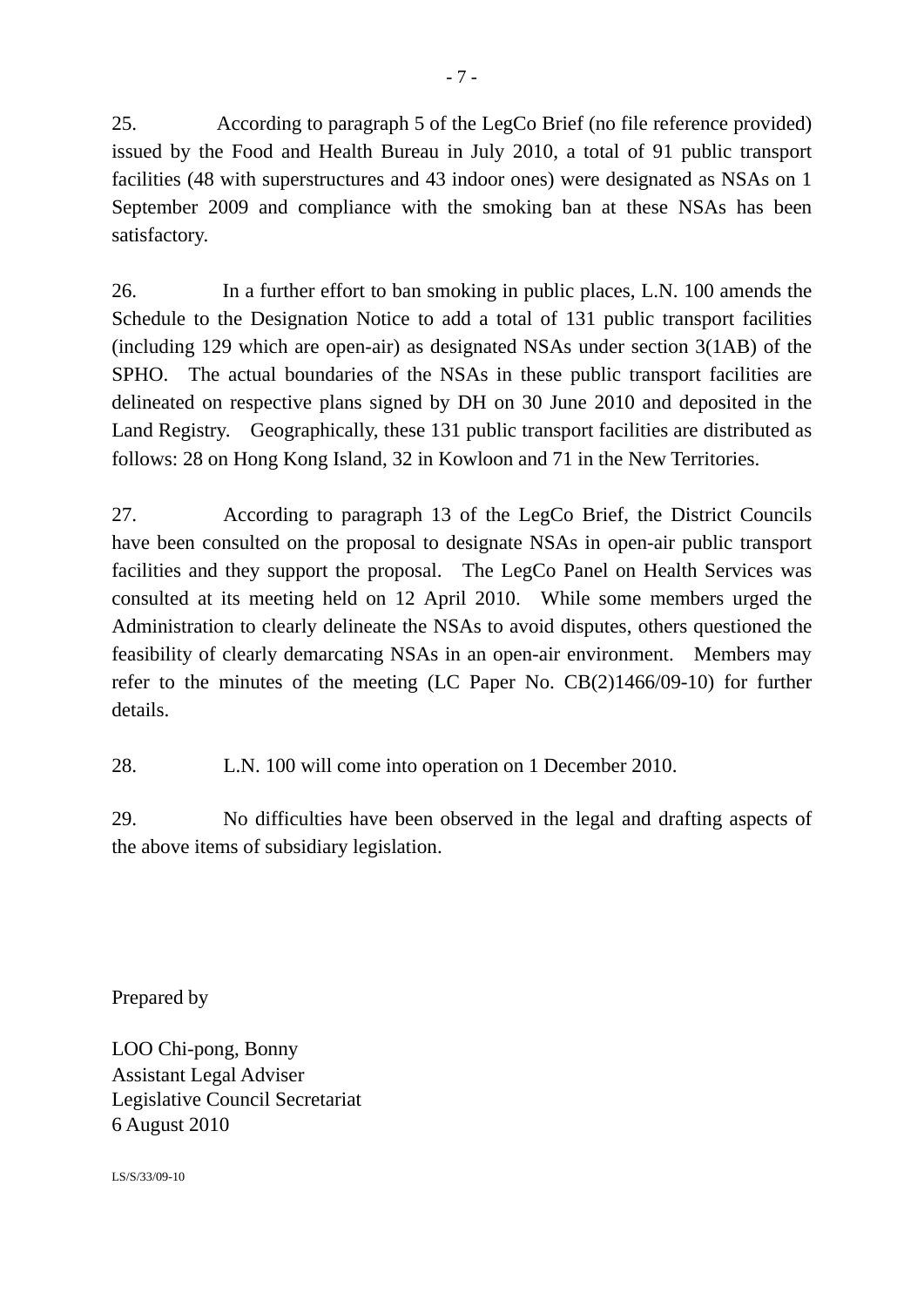25. According to paragraph 5 of the LegCo Brief (no file reference provided) issued by the Food and Health Bureau in July 2010, a total of 91 public transport facilities (48 with superstructures and 43 indoor ones) were designated as NSAs on 1 September 2009 and compliance with the smoking ban at these NSAs has been satisfactory.

26. In a further effort to ban smoking in public places, L.N. 100 amends the Schedule to the Designation Notice to add a total of 131 public transport facilities (including 129 which are open-air) as designated NSAs under section 3(1AB) of the SPHO. The actual boundaries of the NSAs in these public transport facilities are delineated on respective plans signed by DH on 30 June 2010 and deposited in the Land Registry. Geographically, these 131 public transport facilities are distributed as follows: 28 on Hong Kong Island, 32 in Kowloon and 71 in the New Territories.

27. According to paragraph 13 of the LegCo Brief, the District Councils have been consulted on the proposal to designate NSAs in open-air public transport facilities and they support the proposal. The LegCo Panel on Health Services was consulted at its meeting held on 12 April 2010. While some members urged the Administration to clearly delineate the NSAs to avoid disputes, others questioned the feasibility of clearly demarcating NSAs in an open-air environment. Members may refer to the minutes of the meeting (LC Paper No. CB(2)1466/09-10) for further details.

28. L.N. 100 will come into operation on 1 December 2010.

29. No difficulties have been observed in the legal and drafting aspects of the above items of subsidiary legislation.

Prepared by

LOO Chi-pong, Bonny
Assistant Legal Adviser
Legislative Council Secretariat
6 August 2010

LS/S/33/09-10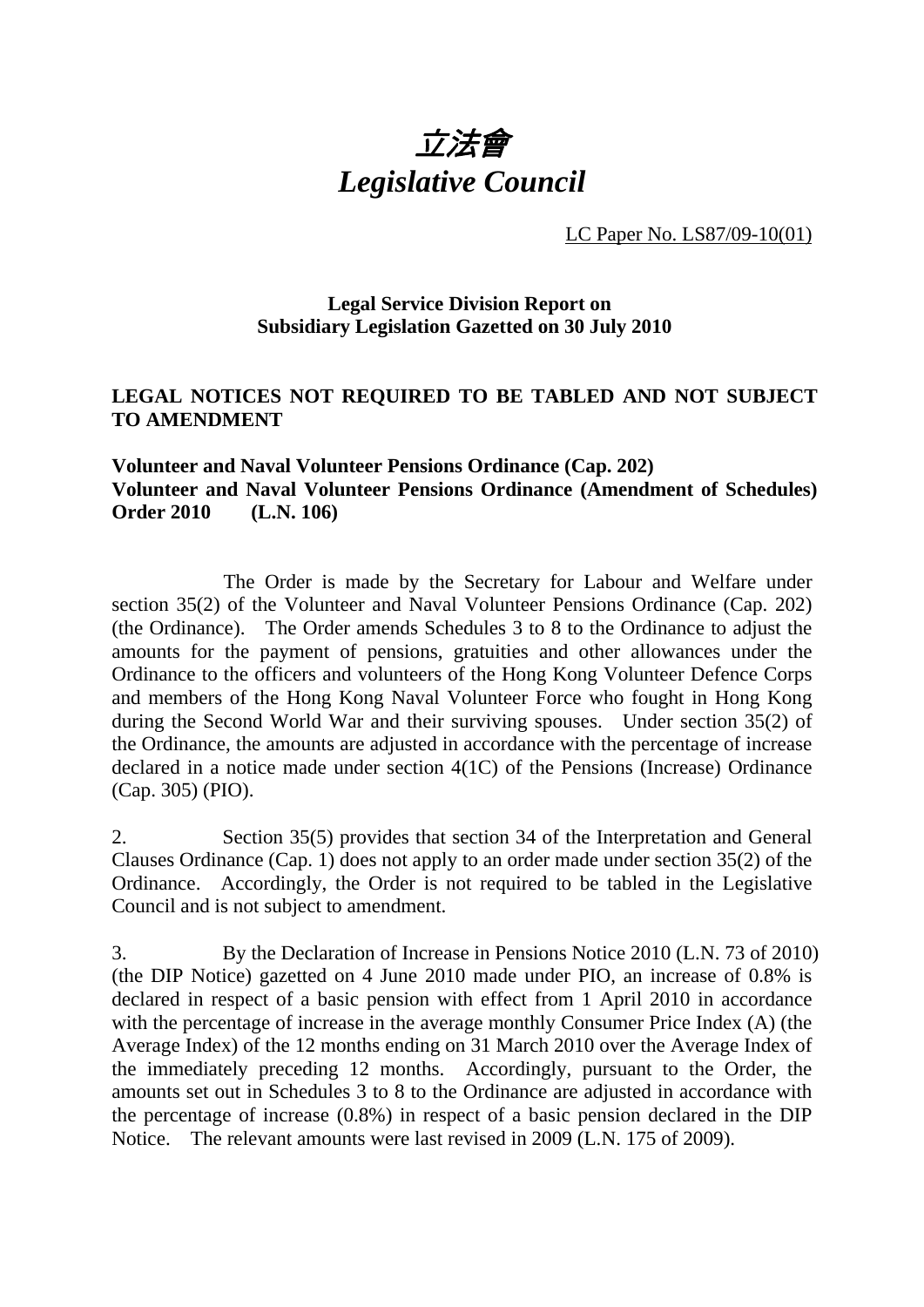# *立法會*
# *Legislative Council*

LC Paper No. LS87/09-10(01)

**Legal Service Division Report on Subsidiary Legislation Gazetted on 30 July 2010**

**LEGAL NOTICES NOT REQUIRED TO BE TABLED AND NOT SUBJECT TO AMENDMENT**

**Volunteer and Naval Volunteer Pensions Ordinance (Cap. 202)**
**Volunteer and Naval Volunteer Pensions Ordinance (Amendment of Schedules) Order 2010 (L.N. 106)**

The Order is made by the Secretary for Labour and Welfare under section 35(2) of the Volunteer and Naval Volunteer Pensions Ordinance (Cap. 202) (the Ordinance). The Order amends Schedules 3 to 8 to the Ordinance to adjust the amounts for the payment of pensions, gratuities and other allowances under the Ordinance to the officers and volunteers of the Hong Kong Volunteer Defence Corps and members of the Hong Kong Naval Volunteer Force who fought in Hong Kong during the Second World War and their surviving spouses. Under section 35(2) of the Ordinance, the amounts are adjusted in accordance with the percentage of increase declared in a notice made under section 4(1C) of the Pensions (Increase) Ordinance (Cap. 305) (PIO).

2. Section 35(5) provides that section 34 of the Interpretation and General Clauses Ordinance (Cap. 1) does not apply to an order made under section 35(2) of the Ordinance. Accordingly, the Order is not required to be tabled in the Legislative Council and is not subject to amendment.

3. By the Declaration of Increase in Pensions Notice 2010 (L.N. 73 of 2010) (the DIP Notice) gazetted on 4 June 2010 made under PIO, an increase of 0.8% is declared in respect of a basic pension with effect from 1 April 2010 in accordance with the percentage of increase in the average monthly Consumer Price Index (A) (the Average Index) of the 12 months ending on 31 March 2010 over the Average Index of the immediately preceding 12 months. Accordingly, pursuant to the Order, the amounts set out in Schedules 3 to 8 to the Ordinance are adjusted in accordance with the percentage of increase (0.8%) in respect of a basic pension declared in the DIP Notice. The relevant amounts were last revised in 2009 (L.N. 175 of 2009).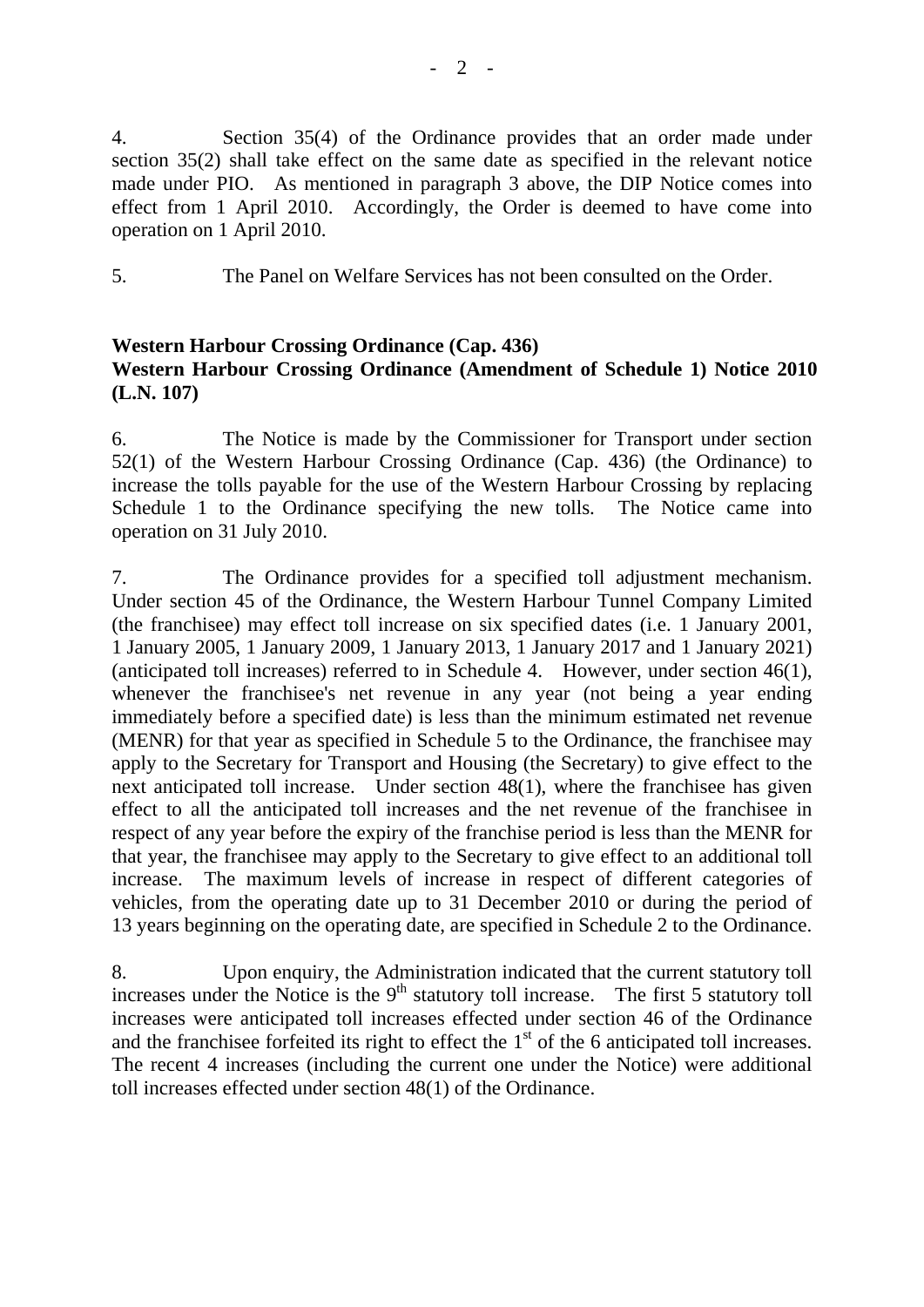4. Section 35(4) of the Ordinance provides that an order made under section 35(2) shall take effect on the same date as specified in the relevant notice made under PIO. As mentioned in paragraph 3 above, the DIP Notice comes into effect from 1 April 2010. Accordingly, the Order is deemed to have come into operation on 1 April 2010.

5. The Panel on Welfare Services has not been consulted on the Order.

**Western Harbour Crossing Ordinance (Cap. 436)**
**Western Harbour Crossing Ordinance (Amendment of Schedule 1) Notice 2010 (L.N. 107)**

6. The Notice is made by the Commissioner for Transport under section 52(1) of the Western Harbour Crossing Ordinance (Cap. 436) (the Ordinance) to increase the tolls payable for the use of the Western Harbour Crossing by replacing Schedule 1 to the Ordinance specifying the new tolls. The Notice came into operation on 31 July 2010.

7. The Ordinance provides for a specified toll adjustment mechanism. Under section 45 of the Ordinance, the Western Harbour Tunnel Company Limited (the franchisee) may effect toll increase on six specified dates (i.e. 1 January 2001, 1 January 2005, 1 January 2009, 1 January 2013, 1 January 2017 and 1 January 2021) (anticipated toll increases) referred to in Schedule 4. However, under section 46(1), whenever the franchisee's net revenue in any year (not being a year ending immediately before a specified date) is less than the minimum estimated net revenue (MENR) for that year as specified in Schedule 5 to the Ordinance, the franchisee may apply to the Secretary for Transport and Housing (the Secretary) to give effect to the next anticipated toll increase. Under section 48(1), where the franchisee has given effect to all the anticipated toll increases and the net revenue of the franchisee in respect of any year before the expiry of the franchise period is less than the MENR for that year, the franchisee may apply to the Secretary to give effect to an additional toll increase. The maximum levels of increase in respect of different categories of vehicles, from the operating date up to 31 December 2010 or during the period of 13 years beginning on the operating date, are specified in Schedule 2 to the Ordinance.

8. Upon enquiry, the Administration indicated that the current statutory toll increases under the Notice is the 9th statutory toll increase. The first 5 statutory toll increases were anticipated toll increases effected under section 46 of the Ordinance and the franchisee forfeited its right to effect the 1st of the 6 anticipated toll increases. The recent 4 increases (including the current one under the Notice) were additional toll increases effected under section 48(1) of the Ordinance.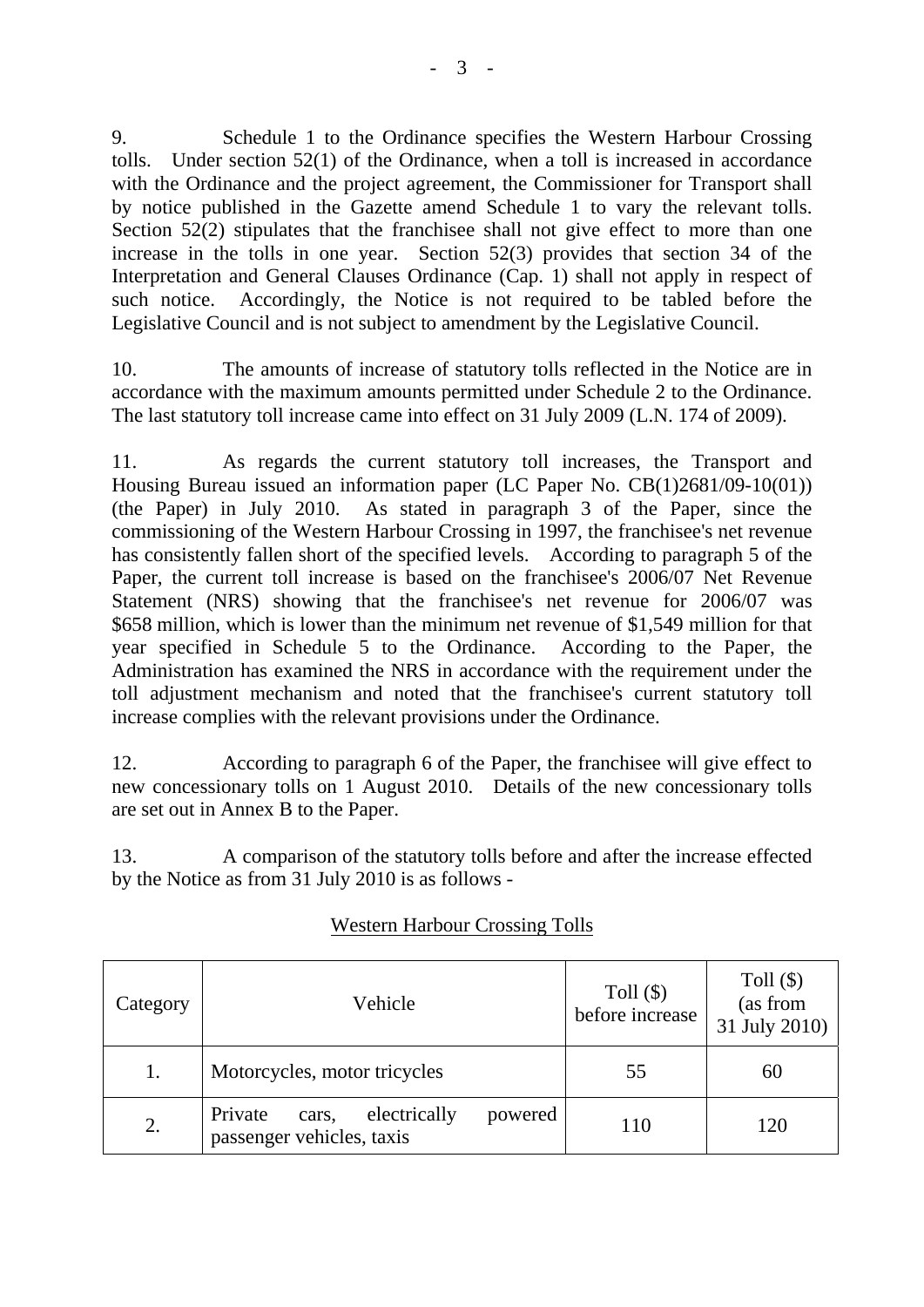9. Schedule 1 to the Ordinance specifies the Western Harbour Crossing tolls. Under section 52(1) of the Ordinance, when a toll is increased in accordance with the Ordinance and the project agreement, the Commissioner for Transport shall by notice published in the Gazette amend Schedule 1 to vary the relevant tolls. Section 52(2) stipulates that the franchisee shall not give effect to more than one increase in the tolls in one year. Section 52(3) provides that section 34 of the Interpretation and General Clauses Ordinance (Cap. 1) shall not apply in respect of such notice. Accordingly, the Notice is not required to be tabled before the Legislative Council and is not subject to amendment by the Legislative Council.

10. The amounts of increase of statutory tolls reflected in the Notice are in accordance with the maximum amounts permitted under Schedule 2 to the Ordinance. The last statutory toll increase came into effect on 31 July 2009 (L.N. 174 of 2009).

11. As regards the current statutory toll increases, the Transport and Housing Bureau issued an information paper (LC Paper No. CB(1)2681/09-10(01)) (the Paper) in July 2010. As stated in paragraph 3 of the Paper, since the commissioning of the Western Harbour Crossing in 1997, the franchisee's net revenue has consistently fallen short of the specified levels. According to paragraph 5 of the Paper, the current toll increase is based on the franchisee's 2006/07 Net Revenue Statement (NRS) showing that the franchisee's net revenue for 2006/07 was $658 million, which is lower than the minimum net revenue of $1,549 million for that year specified in Schedule 5 to the Ordinance. According to the Paper, the Administration has examined the NRS in accordance with the requirement under the toll adjustment mechanism and noted that the franchisee's current statutory toll increase complies with the relevant provisions under the Ordinance.

12. According to paragraph 6 of the Paper, the franchisee will give effect to new concessionary tolls on 1 August 2010. Details of the new concessionary tolls are set out in Annex B to the Paper.

13. A comparison of the statutory tolls before and after the increase effected by the Notice as from 31 July 2010 is as follows -

Western Harbour Crossing Tolls

| Category | Vehicle | Toll ($) before increase | Toll ($) (as from 31 July 2010) |
|---|---|---|---|
| 1. | Motorcycles, motor tricycles | 55 | 60 |
| 2. | Private cars, electrically powered passenger vehicles, taxis | 110 | 120 |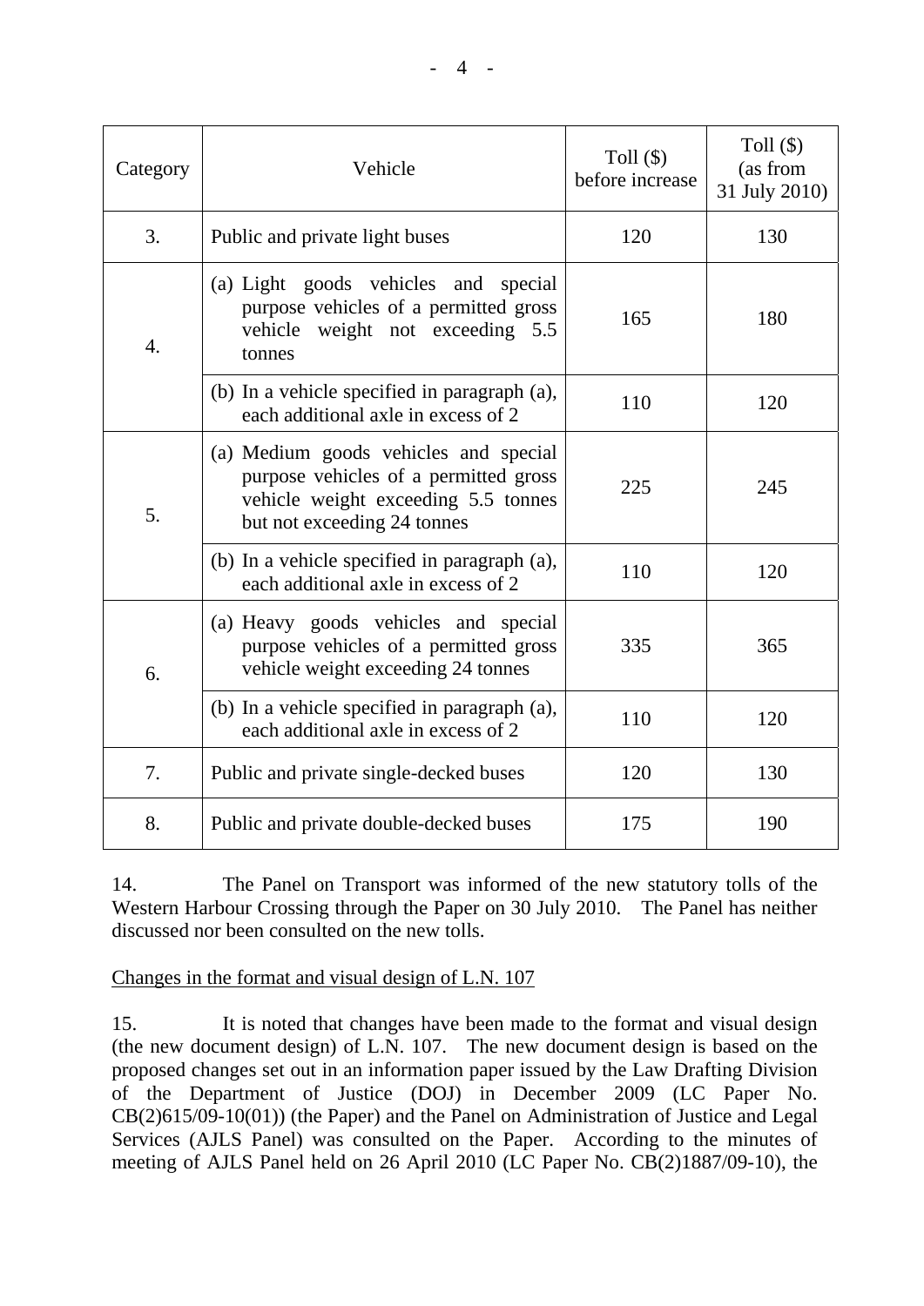| Category | Vehicle | Toll ($) before increase | Toll ($) (as from 31 July 2010) |
|---|---|---|---|
| 3. | Public and private light buses | 120 | 130 |
| 4. | (a) Light goods vehicles and special purpose vehicles of a permitted gross vehicle weight not exceeding 5.5 tonnes | 165 | 180 |
| | (b) In a vehicle specified in paragraph (a), each additional axle in excess of 2 | 110 | 120 |
| 5. | (a) Medium goods vehicles and special purpose vehicles of a permitted gross vehicle weight exceeding 5.5 tonnes but not exceeding 24 tonnes | 225 | 245 |
| | (b) In a vehicle specified in paragraph (a), each additional axle in excess of 2 | 110 | 120 |
| 6. | (a) Heavy goods vehicles and special purpose vehicles of a permitted gross vehicle weight exceeding 24 tonnes | 335 | 365 |
| | (b) In a vehicle specified in paragraph (a), each additional axle in excess of 2 | 110 | 120 |
| 7. | Public and private single-decked buses | 120 | 130 |
| 8. | Public and private double-decked buses | 175 | 190 |

14. The Panel on Transport was informed of the new statutory tolls of the Western Harbour Crossing through the Paper on 30 July 2010. The Panel has neither discussed nor been consulted on the new tolls.

<u>Changes in the format and visual design of L.N. 107</u>

15. It is noted that changes have been made to the format and visual design (the new document design) of L.N. 107. The new document design is based on the proposed changes set out in an information paper issued by the Law Drafting Division of the Department of Justice (DOJ) in December 2009 (LC Paper No. CB(2)615/09-10(01)) (the Paper) and the Panel on Administration of Justice and Legal Services (AJLS Panel) was consulted on the Paper. According to the minutes of meeting of AJLS Panel held on 26 April 2010 (LC Paper No. CB(2)1887/09-10), the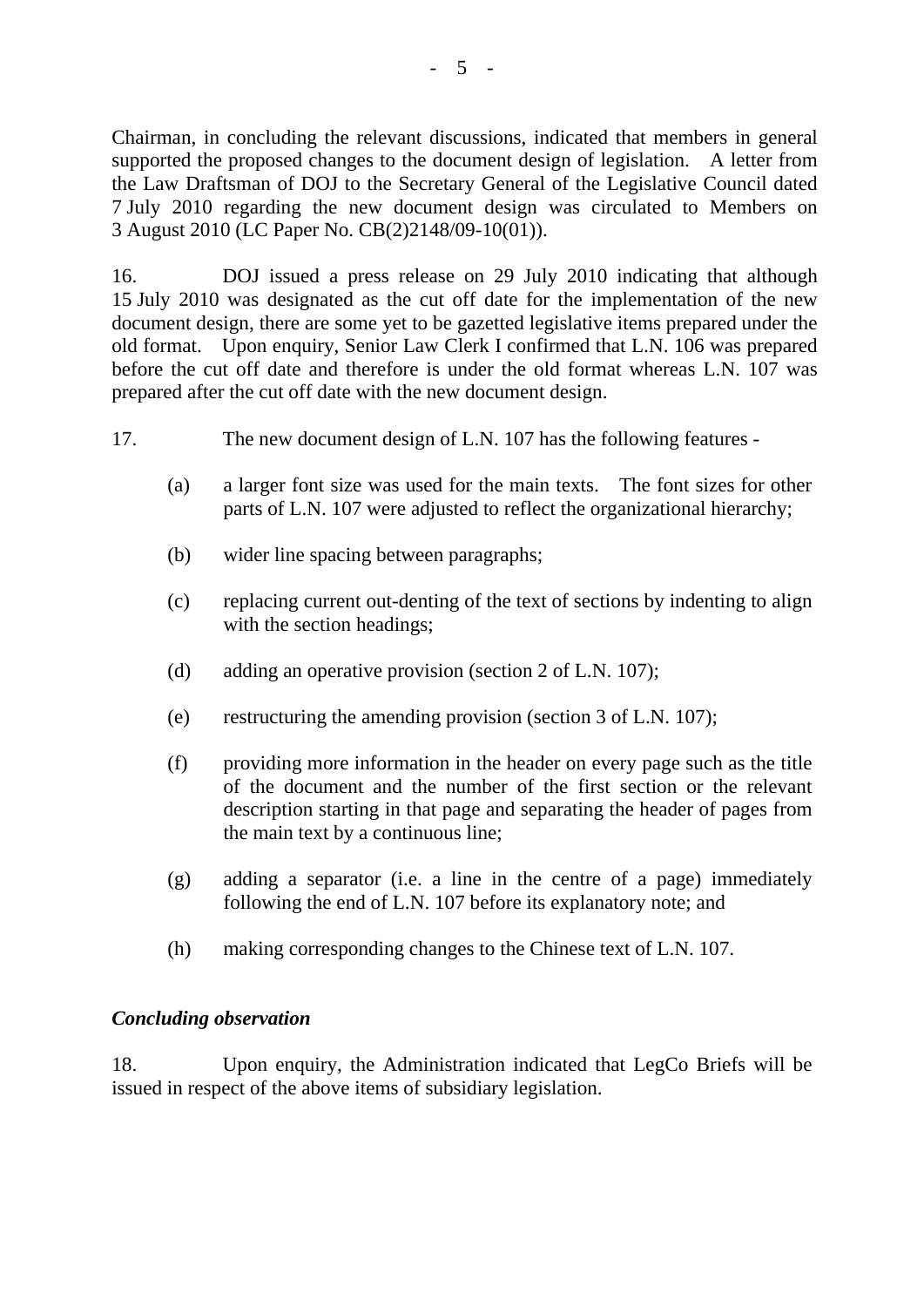Chairman, in concluding the relevant discussions, indicated that members in general supported the proposed changes to the document design of legislation. A letter from the Law Draftsman of DOJ to the Secretary General of the Legislative Council dated 7 July 2010 regarding the new document design was circulated to Members on 3 August 2010 (LC Paper No. CB(2)2148/09-10(01)).

16. DOJ issued a press release on 29 July 2010 indicating that although 15 July 2010 was designated as the cut off date for the implementation of the new document design, there are some yet to be gazetted legislative items prepared under the old format. Upon enquiry, Senior Law Clerk I confirmed that L.N. 106 was prepared before the cut off date and therefore is under the old format whereas L.N. 107 was prepared after the cut off date with the new document design.

17. The new document design of L.N. 107 has the following features -

(a) a larger font size was used for the main texts. The font sizes for other parts of L.N. 107 were adjusted to reflect the organizational hierarchy;

(b) wider line spacing between paragraphs;

(c) replacing current out-denting of the text of sections by indenting to align with the section headings;

(d) adding an operative provision (section 2 of L.N. 107);

(e) restructuring the amending provision (section 3 of L.N. 107);

(f) providing more information in the header on every page such as the title of the document and the number of the first section or the relevant description starting in that page and separating the header of pages from the main text by a continuous line;

(g) adding a separator (i.e. a line in the centre of a page) immediately following the end of L.N. 107 before its explanatory note; and

(h) making corresponding changes to the Chinese text of L.N. 107.

***Concluding observation***

18. Upon enquiry, the Administration indicated that LegCo Briefs will be issued in respect of the above items of subsidiary legislation.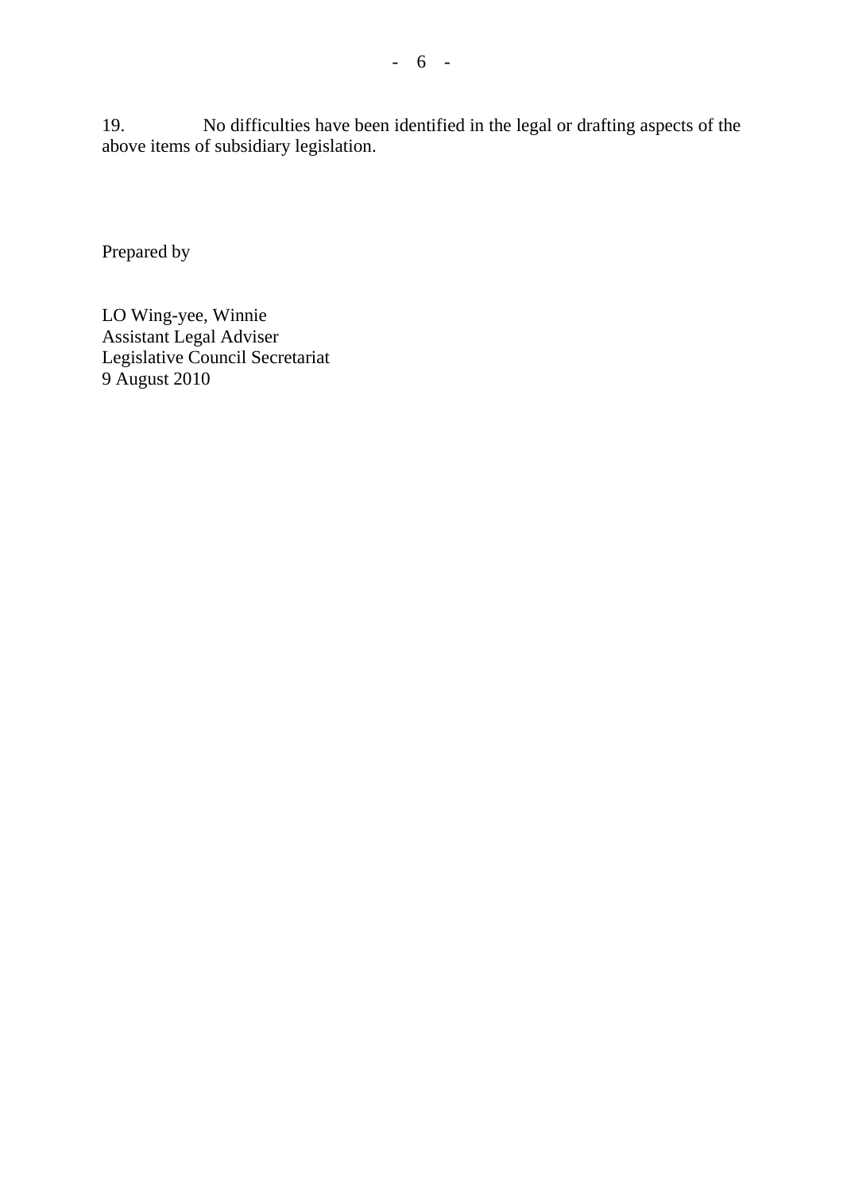19. No difficulties have been identified in the legal or drafting aspects of the above items of subsidiary legislation.

Prepared by

LO Wing-yee, Winnie
Assistant Legal Adviser
Legislative Council Secretariat
9 August 2010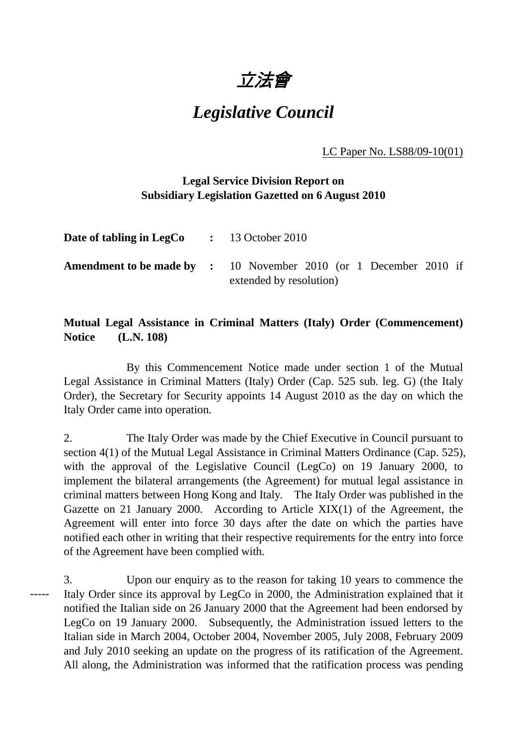# 立法會

# *Legislative Council*

LC Paper No. LS88/09-10(01)

**Legal Service Division Report on Subsidiary Legislation Gazetted on 6 August 2010**

| | | |
|---|---|---|
| **Date of tabling in LegCo** | **:** | 13 October 2010 |
| **Amendment to be made by** | **:** | 10 November 2010 (or 1 December 2010 if extended by resolution) |

**Mutual Legal Assistance in Criminal Matters (Italy) Order (Commencement) Notice (L.N. 108)**

By this Commencement Notice made under section 1 of the Mutual Legal Assistance in Criminal Matters (Italy) Order (Cap. 525 sub. leg. G) (the Italy Order), the Secretary for Security appoints 14 August 2010 as the day on which the Italy Order came into operation.

2. The Italy Order was made by the Chief Executive in Council pursuant to section 4(1) of the Mutual Legal Assistance in Criminal Matters Ordinance (Cap. 525), with the approval of the Legislative Council (LegCo) on 19 January 2000, to implement the bilateral arrangements (the Agreement) for mutual legal assistance in criminal matters between Hong Kong and Italy. The Italy Order was published in the Gazette on 21 January 2000. According to Article XIX(1) of the Agreement, the Agreement will enter into force 30 days after the date on which the parties have notified each other in writing that their respective requirements for the entry into force of the Agreement have been complied with.

3. Upon our enquiry as to the reason for taking 10 years to commence the Italy Order since its approval by LegCo in 2000, the Administration explained that it notified the Italian side on 26 January 2000 that the Agreement had been endorsed by LegCo on 19 January 2000. Subsequently, the Administration issued letters to the Italian side in March 2004, October 2004, November 2005, July 2008, February 2009 and July 2010 seeking an update on the progress of its ratification of the Agreement. All along, the Administration was informed that the ratification process was pending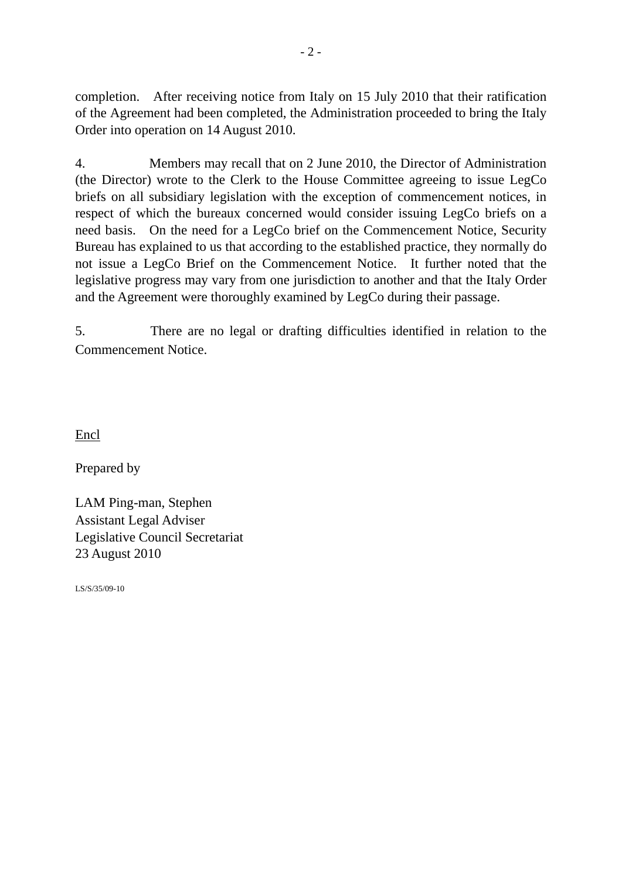completion. After receiving notice from Italy on 15 July 2010 that their ratification of the Agreement had been completed, the Administration proceeded to bring the Italy Order into operation on 14 August 2010.

4. Members may recall that on 2 June 2010, the Director of Administration (the Director) wrote to the Clerk to the House Committee agreeing to issue LegCo briefs on all subsidiary legislation with the exception of commencement notices, in respect of which the bureaux concerned would consider issuing LegCo briefs on a need basis. On the need for a LegCo brief on the Commencement Notice, Security Bureau has explained to us that according to the established practice, they normally do not issue a LegCo Brief on the Commencement Notice. It further noted that the legislative progress may vary from one jurisdiction to another and that the Italy Order and the Agreement were thoroughly examined by LegCo during their passage.

5. There are no legal or drafting difficulties identified in relation to the Commencement Notice.

<u>Encl</u>

Prepared by

LAM Ping-man, Stephen
Assistant Legal Adviser
Legislative Council Secretariat
23 August 2010

LS/S/35/09-10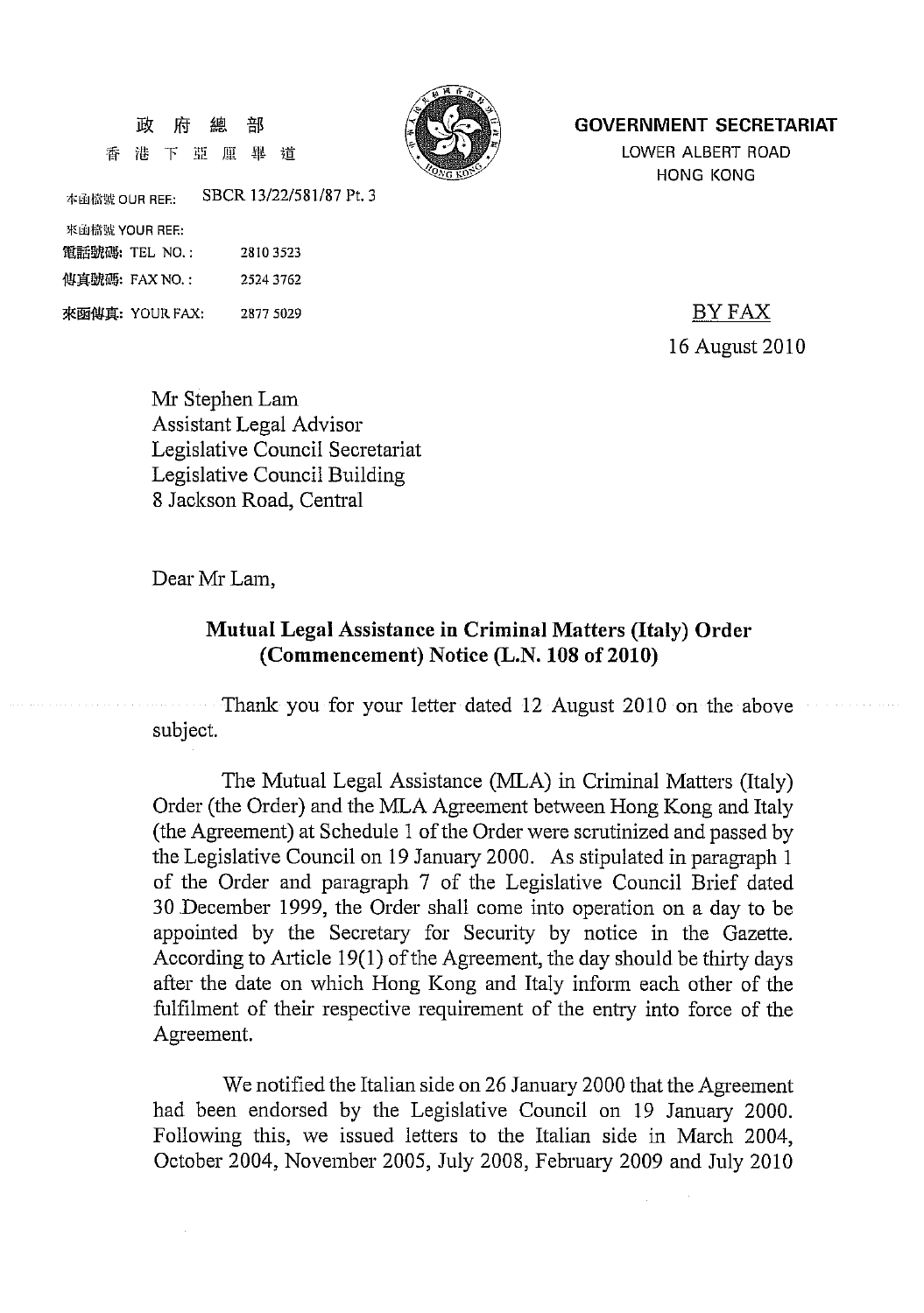政 府 總 部
香 港 下 亞 厘 畢 道

**GOVERNMENT SECRETARIAT**
LOWER ALBERT ROAD
HONG KONG

本函檔號 OUR REF: SBCR 13/22/581/87 Pt. 3
來函檔號 YOUR REF:
電話號碼: TEL NO.: 2810 3523
傳真號碼: FAX NO.: 2524 3762
來函傳真: YOUR FAX: 2877 5029

BY FAX

16 August 2010

Mr Stephen Lam
Assistant Legal Advisor
Legislative Council Secretariat
Legislative Council Building
8 Jackson Road, Central

Dear Mr Lam,

**Mutual Legal Assistance in Criminal Matters (Italy) Order (Commencement) Notice (L.N. 108 of 2010)**

Thank you for your letter dated 12 August 2010 on the above subject.

The Mutual Legal Assistance (MLA) in Criminal Matters (Italy) Order (the Order) and the MLA Agreement between Hong Kong and Italy (the Agreement) at Schedule 1 of the Order were scrutinized and passed by the Legislative Council on 19 January 2000. As stipulated in paragraph 1 of the Order and paragraph 7 of the Legislative Council Brief dated 30 December 1999, the Order shall come into operation on a day to be appointed by the Secretary for Security by notice in the Gazette. According to Article 19(1) of the Agreement, the day should be thirty days after the date on which Hong Kong and Italy inform each other of the fulfilment of their respective requirement of the entry into force of the Agreement.

We notified the Italian side on 26 January 2000 that the Agreement had been endorsed by the Legislative Council on 19 January 2000. Following this, we issued letters to the Italian side in March 2004, October 2004, November 2005, July 2008, February 2009 and July 2010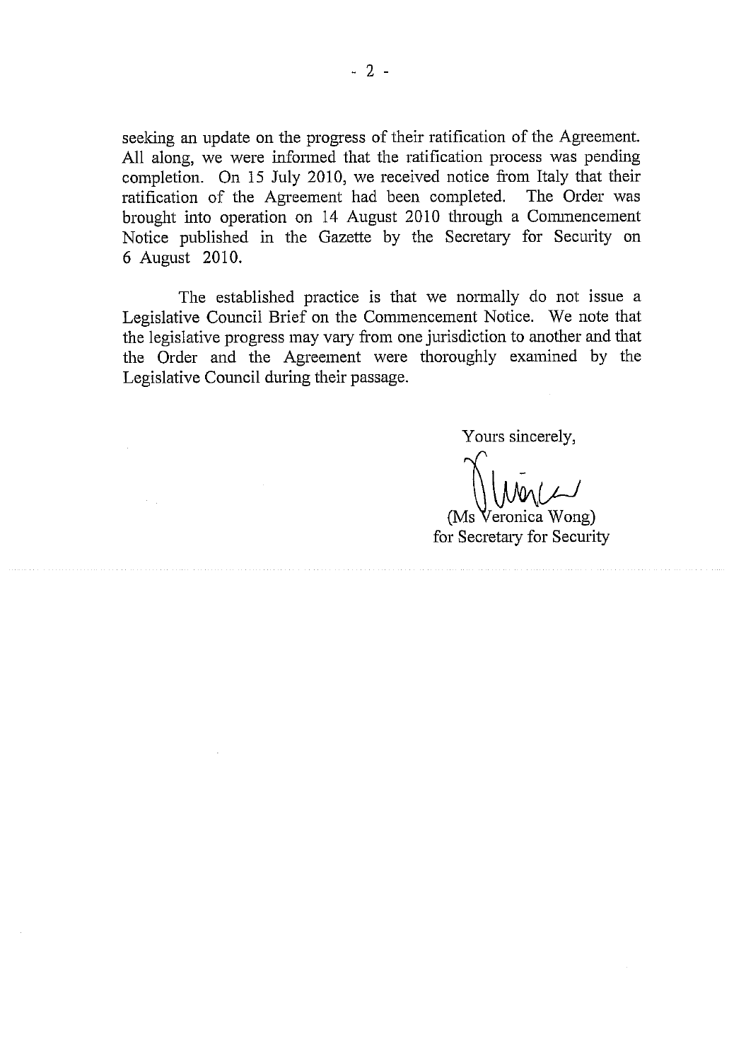seeking an update on the progress of their ratification of the Agreement. All along, we were informed that the ratification process was pending completion. On 15 July 2010, we received notice from Italy that their ratification of the Agreement had been completed. The Order was brought into operation on 14 August 2010 through a Commencement Notice published in the Gazette by the Secretary for Security on 6 August 2010.

The established practice is that we normally do not issue a Legislative Council Brief on the Commencement Notice. We note that the legislative progress may vary from one jurisdiction to another and that the Order and the Agreement were thoroughly examined by the Legislative Council during their passage.

Yours sincerely,

(Ms Veronica Wong)
for Secretary for Security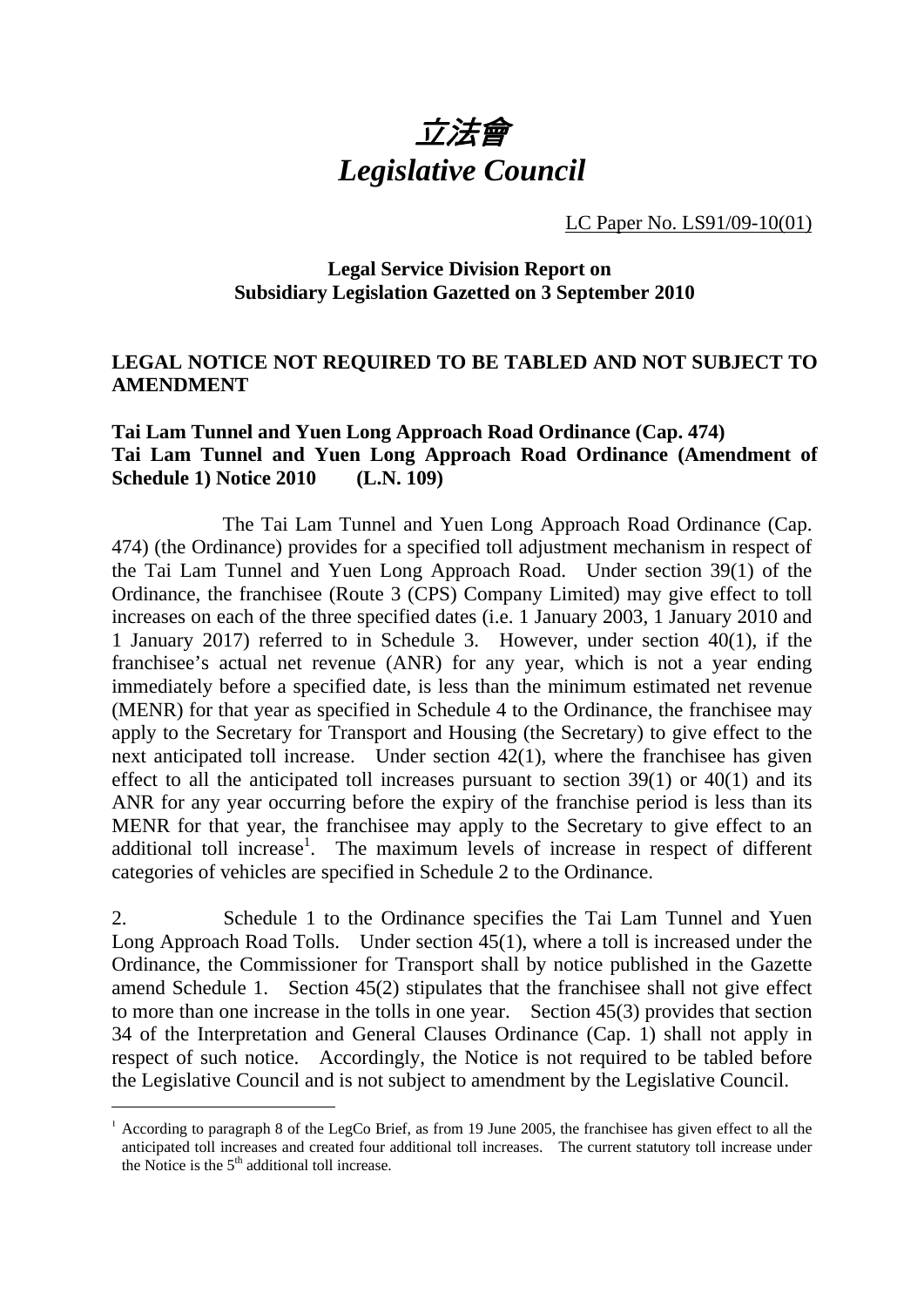# 立法會
# *Legislative Council*

LC Paper No. LS91/09-10(01)

**Legal Service Division Report on Subsidiary Legislation Gazetted on 3 September 2010**

**LEGAL NOTICE NOT REQUIRED TO BE TABLED AND NOT SUBJECT TO AMENDMENT**

**Tai Lam Tunnel and Yuen Long Approach Road Ordinance (Cap. 474)**
**Tai Lam Tunnel and Yuen Long Approach Road Ordinance (Amendment of Schedule 1) Notice 2010 (L.N. 109)**

The Tai Lam Tunnel and Yuen Long Approach Road Ordinance (Cap. 474) (the Ordinance) provides for a specified toll adjustment mechanism in respect of the Tai Lam Tunnel and Yuen Long Approach Road. Under section 39(1) of the Ordinance, the franchisee (Route 3 (CPS) Company Limited) may give effect to toll increases on each of the three specified dates (i.e. 1 January 2003, 1 January 2010 and 1 January 2017) referred to in Schedule 3. However, under section 40(1), if the franchisee's actual net revenue (ANR) for any year, which is not a year ending immediately before a specified date, is less than the minimum estimated net revenue (MENR) for that year as specified in Schedule 4 to the Ordinance, the franchisee may apply to the Secretary for Transport and Housing (the Secretary) to give effect to the next anticipated toll increase. Under section 42(1), where the franchisee has given effect to all the anticipated toll increases pursuant to section 39(1) or 40(1) and its ANR for any year occurring before the expiry of the franchise period is less than its MENR for that year, the franchisee may apply to the Secretary to give effect to an additional toll increase[1]. The maximum levels of increase in respect of different categories of vehicles are specified in Schedule 2 to the Ordinance.

2. Schedule 1 to the Ordinance specifies the Tai Lam Tunnel and Yuen Long Approach Road Tolls. Under section 45(1), where a toll is increased under the Ordinance, the Commissioner for Transport shall by notice published in the Gazette amend Schedule 1. Section 45(2) stipulates that the franchisee shall not give effect to more than one increase in the tolls in one year. Section 45(3) provides that section 34 of the Interpretation and General Clauses Ordinance (Cap. 1) shall not apply in respect of such notice. Accordingly, the Notice is not required to be tabled before the Legislative Council and is not subject to amendment by the Legislative Council.

---

[1] According to paragraph 8 of the LegCo Brief, as from 19 June 2005, the franchisee has given effect to all the anticipated toll increases and created four additional toll increases. The current statutory toll increase under the Notice is the 5th additional toll increase.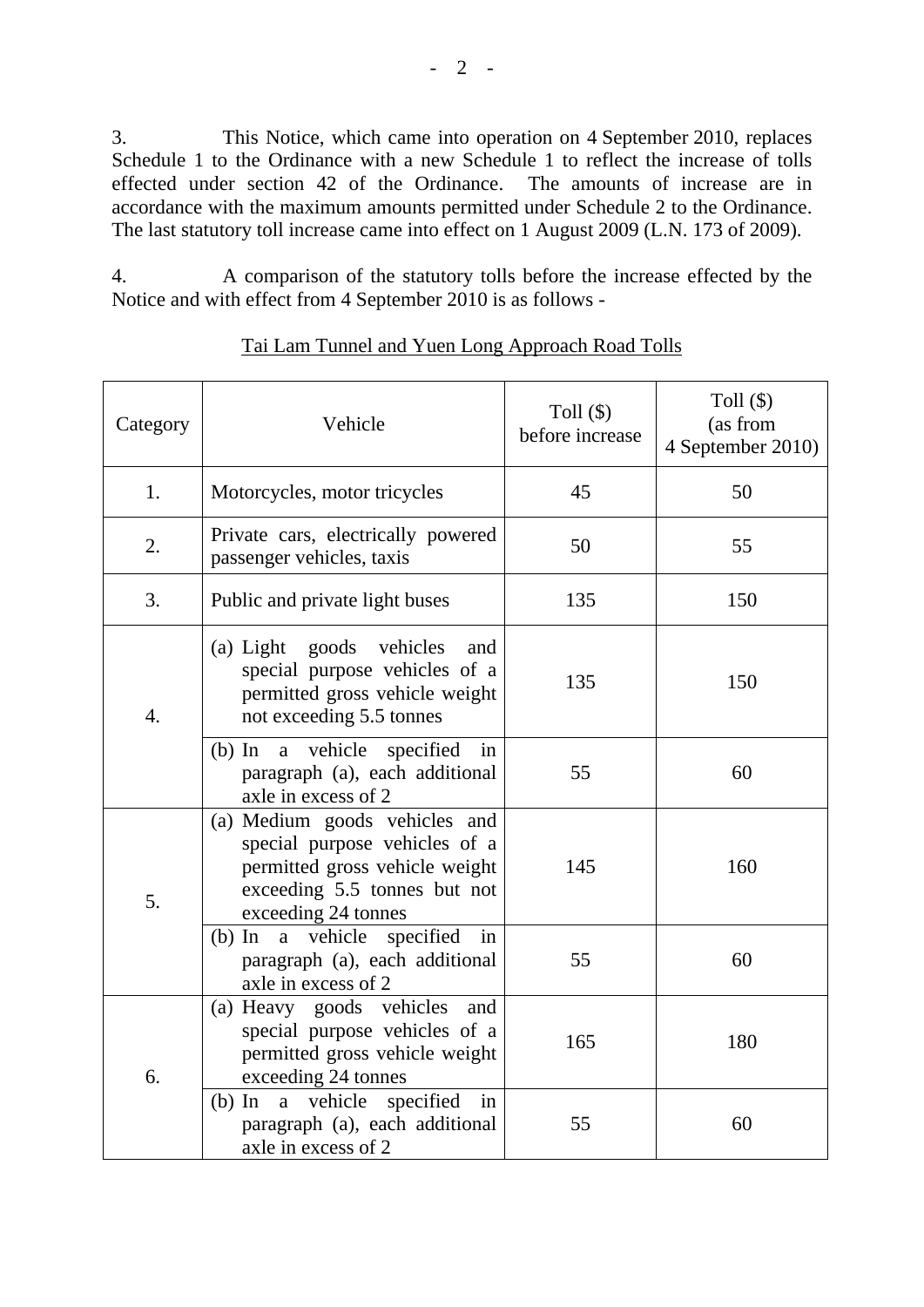3. This Notice, which came into operation on 4 September 2010, replaces Schedule 1 to the Ordinance with a new Schedule 1 to reflect the increase of tolls effected under section 42 of the Ordinance. The amounts of increase are in accordance with the maximum amounts permitted under Schedule 2 to the Ordinance. The last statutory toll increase came into effect on 1 August 2009 (L.N. 173 of 2009).

4. A comparison of the statutory tolls before the increase effected by the Notice and with effect from 4 September 2010 is as follows -

<u>Tai Lam Tunnel and Yuen Long Approach Road Tolls</u>

| Category | Vehicle | Toll ($) before increase | Toll ($) (as from 4 September 2010) |
|---|---|---|---|
| 1. | Motorcycles, motor tricycles | 45 | 50 |
| 2. | Private cars, electrically powered passenger vehicles, taxis | 50 | 55 |
| 3. | Public and private light buses | 135 | 150 |
| 4. | (a) Light goods vehicles and special purpose vehicles of a permitted gross vehicle weight not exceeding 5.5 tonnes | 135 | 150 |
| | (b) In a vehicle specified in paragraph (a), each additional axle in excess of 2 | 55 | 60 |
| 5. | (a) Medium goods vehicles and special purpose vehicles of a permitted gross vehicle weight exceeding 5.5 tonnes but not exceeding 24 tonnes | 145 | 160 |
| | (b) In a vehicle specified in paragraph (a), each additional axle in excess of 2 | 55 | 60 |
| 6. | (a) Heavy goods vehicles and special purpose vehicles of a permitted gross vehicle weight exceeding 24 tonnes | 165 | 180 |
| | (b) In a vehicle specified in paragraph (a), each additional axle in excess of 2 | 55 | 60 |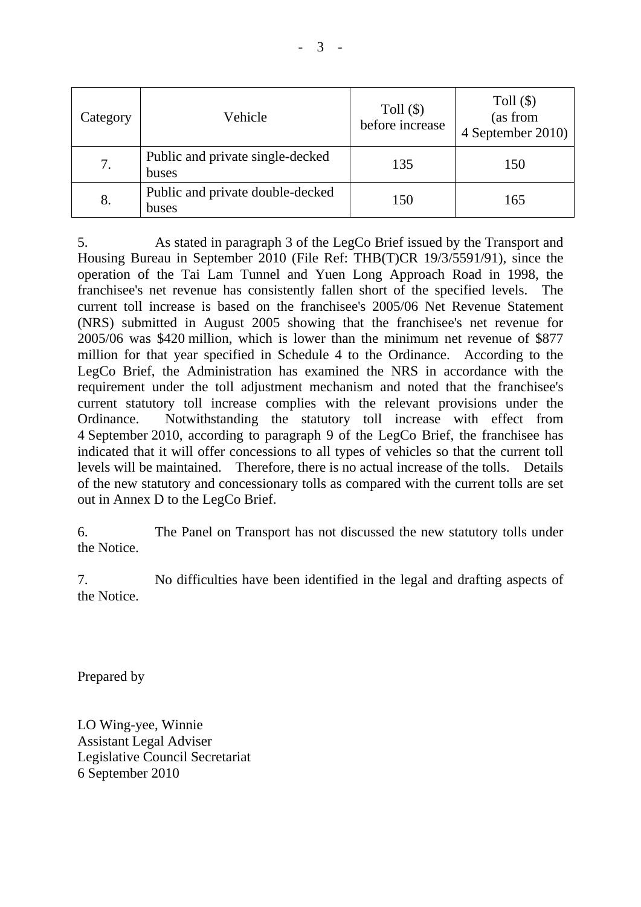| Category | Vehicle | Toll ($) before increase | Toll ($) (as from 4 September 2010) |
|---|---|---|---|
| 7. | Public and private single-decked buses | 135 | 150 |
| 8. | Public and private double-decked buses | 150 | 165 |

5. As stated in paragraph 3 of the LegCo Brief issued by the Transport and Housing Bureau in September 2010 (File Ref: THB(T)CR 19/3/5591/91), since the operation of the Tai Lam Tunnel and Yuen Long Approach Road in 1998, the franchisee's net revenue has consistently fallen short of the specified levels. The current toll increase is based on the franchisee's 2005/06 Net Revenue Statement (NRS) submitted in August 2005 showing that the franchisee's net revenue for 2005/06 was $420 million, which is lower than the minimum net revenue of $877 million for that year specified in Schedule 4 to the Ordinance. According to the LegCo Brief, the Administration has examined the NRS in accordance with the requirement under the toll adjustment mechanism and noted that the franchisee's current statutory toll increase complies with the relevant provisions under the Ordinance. Notwithstanding the statutory toll increase with effect from 4 September 2010, according to paragraph 9 of the LegCo Brief, the franchisee has indicated that it will offer concessions to all types of vehicles so that the current toll levels will be maintained. Therefore, there is no actual increase of the tolls. Details of the new statutory and concessionary tolls as compared with the current tolls are set out in Annex D to the LegCo Brief.

6. The Panel on Transport has not discussed the new statutory tolls under the Notice.

7. No difficulties have been identified in the legal and drafting aspects of the Notice.

Prepared by

LO Wing-yee, Winnie
Assistant Legal Adviser
Legislative Council Secretariat
6 September 2010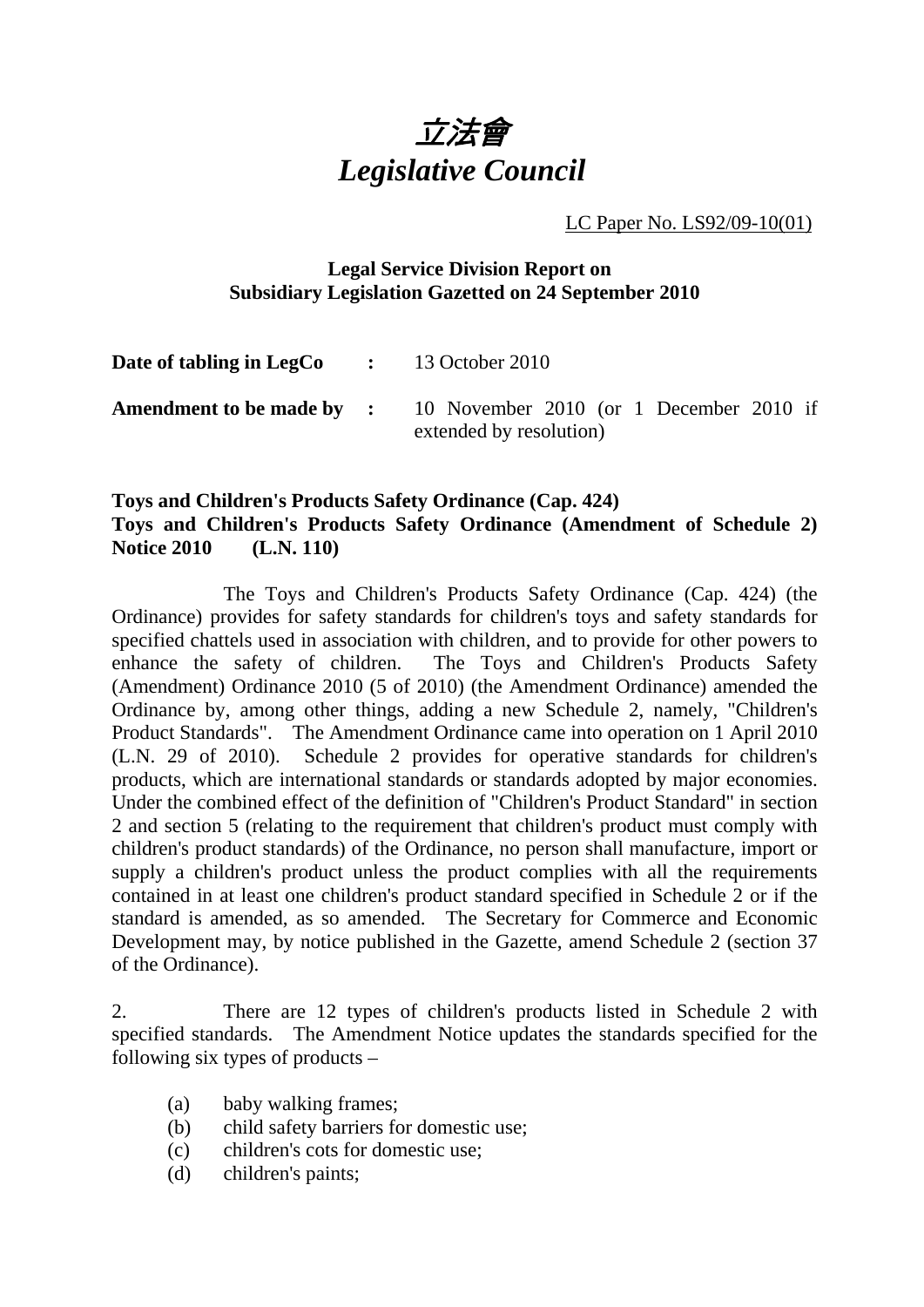# 立法會
# *Legislative Council*

LC Paper No. LS92/09-10(01)

**Legal Service Division Report on Subsidiary Legislation Gazetted on 24 September 2010**

| | | |
|---|---|---|
| **Date of tabling in LegCo** | **:** | 13 October 2010 |
| **Amendment to be made by** | **:** | 10 November 2010 (or 1 December 2010 if extended by resolution) |

**Toys and Children's Products Safety Ordinance (Cap. 424)**
**Toys and Children's Products Safety Ordinance (Amendment of Schedule 2) Notice 2010 (L.N. 110)**

The Toys and Children's Products Safety Ordinance (Cap. 424) (the Ordinance) provides for safety standards for children's toys and safety standards for specified chattels used in association with children, and to provide for other powers to enhance the safety of children. The Toys and Children's Products Safety (Amendment) Ordinance 2010 (5 of 2010) (the Amendment Ordinance) amended the Ordinance by, among other things, adding a new Schedule 2, namely, "Children's Product Standards". The Amendment Ordinance came into operation on 1 April 2010 (L.N. 29 of 2010). Schedule 2 provides for operative standards for children's products, which are international standards or standards adopted by major economies. Under the combined effect of the definition of "Children's Product Standard" in section 2 and section 5 (relating to the requirement that children's product must comply with children's product standards) of the Ordinance, no person shall manufacture, import or supply a children's product unless the product complies with all the requirements contained in at least one children's product standard specified in Schedule 2 or if the standard is amended, as so amended. The Secretary for Commerce and Economic Development may, by notice published in the Gazette, amend Schedule 2 (section 37 of the Ordinance).

2. There are 12 types of children's products listed in Schedule 2 with specified standards. The Amendment Notice updates the standards specified for the following six types of products –

(a) baby walking frames;
(b) child safety barriers for domestic use;
(c) children's cots for domestic use;
(d) children's paints;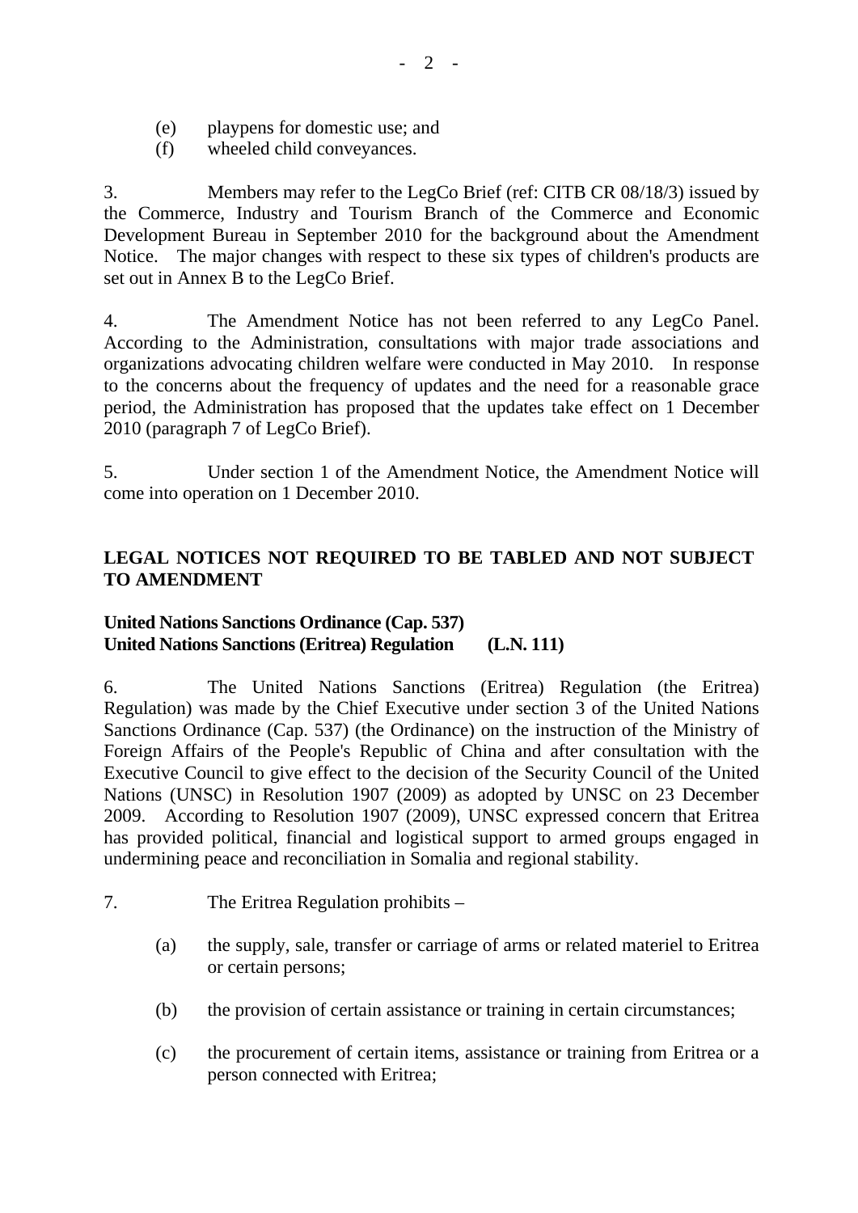(e) playpens for domestic use; and
(f) wheeled child conveyances.

3. Members may refer to the LegCo Brief (ref: CITB CR 08/18/3) issued by the Commerce, Industry and Tourism Branch of the Commerce and Economic Development Bureau in September 2010 for the background about the Amendment Notice. The major changes with respect to these six types of children's products are set out in Annex B to the LegCo Brief.

4. The Amendment Notice has not been referred to any LegCo Panel. According to the Administration, consultations with major trade associations and organizations advocating children welfare were conducted in May 2010. In response to the concerns about the frequency of updates and the need for a reasonable grace period, the Administration has proposed that the updates take effect on 1 December 2010 (paragraph 7 of LegCo Brief).

5. Under section 1 of the Amendment Notice, the Amendment Notice will come into operation on 1 December 2010.

**LEGAL NOTICES NOT REQUIRED TO BE TABLED AND NOT SUBJECT TO AMENDMENT**

**United Nations Sanctions Ordinance (Cap. 537)**
**United Nations Sanctions (Eritrea) Regulation (L.N. 111)**

6. The United Nations Sanctions (Eritrea) Regulation (the Eritrea) Regulation) was made by the Chief Executive under section 3 of the United Nations Sanctions Ordinance (Cap. 537) (the Ordinance) on the instruction of the Ministry of Foreign Affairs of the People's Republic of China and after consultation with the Executive Council to give effect to the decision of the Security Council of the United Nations (UNSC) in Resolution 1907 (2009) as adopted by UNSC on 23 December 2009. According to Resolution 1907 (2009), UNSC expressed concern that Eritrea has provided political, financial and logistical support to armed groups engaged in undermining peace and reconciliation in Somalia and regional stability.

7. The Eritrea Regulation prohibits –

(a) the supply, sale, transfer or carriage of arms or related materiel to Eritrea or certain persons;

(b) the provision of certain assistance or training in certain circumstances;

(c) the procurement of certain items, assistance or training from Eritrea or a person connected with Eritrea;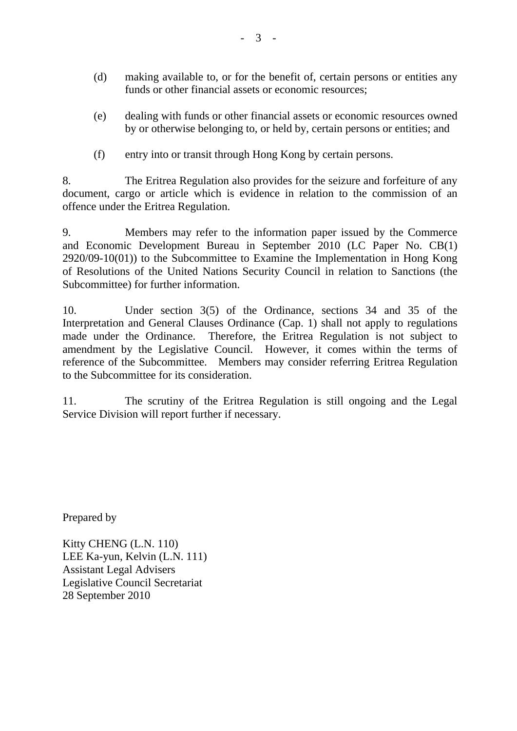(d) making available to, or for the benefit of, certain persons or entities any funds or other financial assets or economic resources;

(e) dealing with funds or other financial assets or economic resources owned by or otherwise belonging to, or held by, certain persons or entities; and

(f) entry into or transit through Hong Kong by certain persons.

8. The Eritrea Regulation also provides for the seizure and forfeiture of any document, cargo or article which is evidence in relation to the commission of an offence under the Eritrea Regulation.

9. Members may refer to the information paper issued by the Commerce and Economic Development Bureau in September 2010 (LC Paper No. CB(1) 2920/09-10(01)) to the Subcommittee to Examine the Implementation in Hong Kong of Resolutions of the United Nations Security Council in relation to Sanctions (the Subcommittee) for further information.

10. Under section 3(5) of the Ordinance, sections 34 and 35 of the Interpretation and General Clauses Ordinance (Cap. 1) shall not apply to regulations made under the Ordinance. Therefore, the Eritrea Regulation is not subject to amendment by the Legislative Council. However, it comes within the terms of reference of the Subcommittee. Members may consider referring Eritrea Regulation to the Subcommittee for its consideration.

11. The scrutiny of the Eritrea Regulation is still ongoing and the Legal Service Division will report further if necessary.

Prepared by

Kitty CHENG (L.N. 110)
LEE Ka-yun, Kelvin (L.N. 111)
Assistant Legal Advisers
Legislative Council Secretariat
28 September 2010